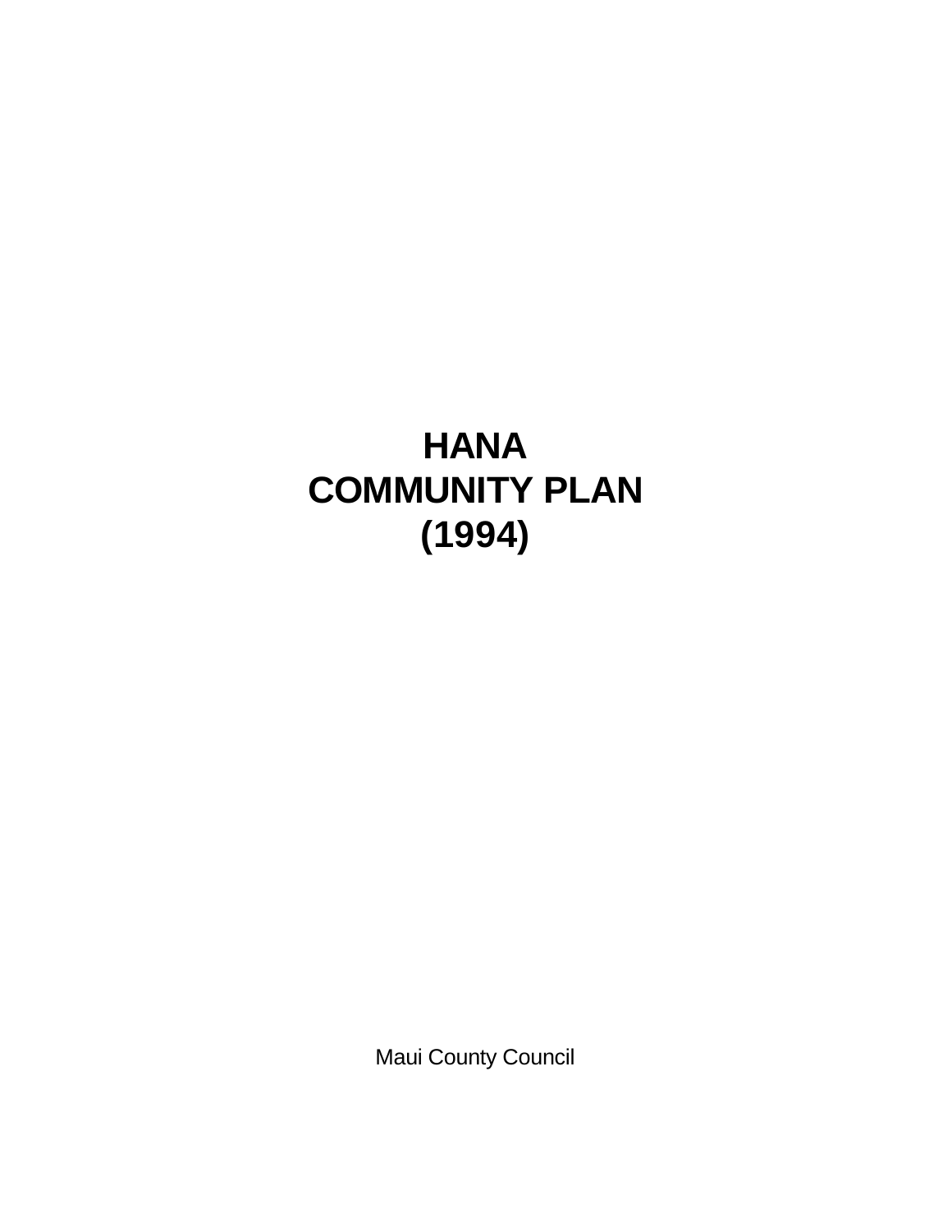# HANA
# COMMUNITY PLAN
# (1994)

Maui County Council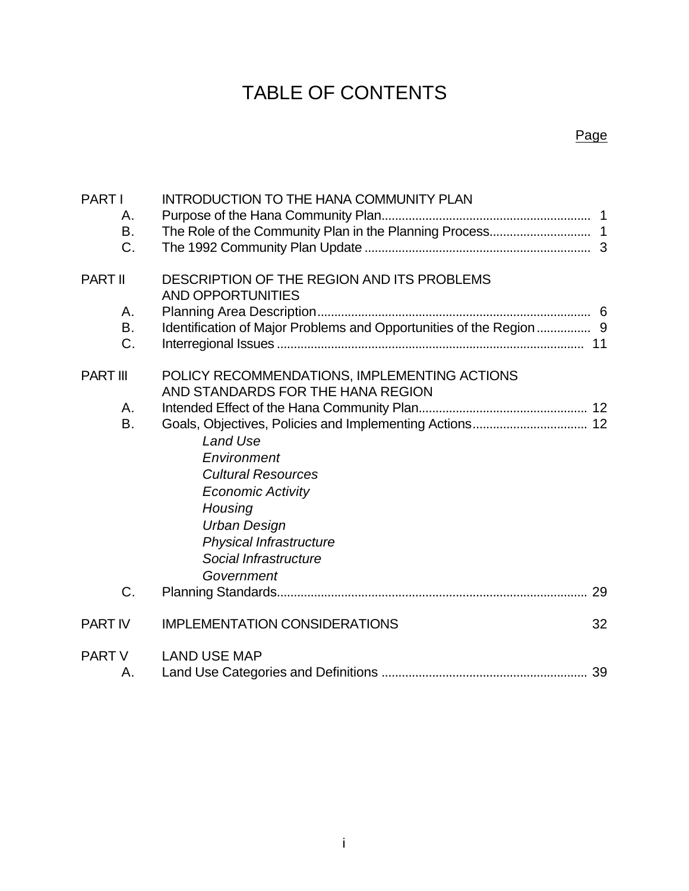# TABLE OF CONTENTS

| | | Page |
|---|---|---|
| PART I | INTRODUCTION TO THE HANA COMMUNITY PLAN | |
| A. | Purpose of the Hana Community Plan | 1 |
| B. | The Role of the Community Plan in the Planning Process | 1 |
| C. | The 1992 Community Plan Update | 3 |
| PART II | DESCRIPTION OF THE REGION AND ITS PROBLEMS AND OPPORTUNITIES | |
| A. | Planning Area Description | 6 |
| B. | Identification of Major Problems and Opportunities of the Region | 9 |
| C. | Interregional Issues | 11 |
| PART III | POLICY RECOMMENDATIONS, IMPLEMENTING ACTIONS AND STANDARDS FOR THE HANA REGION | |
| A. | Intended Effect of the Hana Community Plan | 12 |
| B. | Goals, Objectives, Policies and Implementing Actions | 12 |
| | *Land Use* | |
| | *Environment* | |
| | *Cultural Resources* | |
| | *Economic Activity* | |
| | *Housing* | |
| | *Urban Design* | |
| | *Physical Infrastructure* | |
| | *Social Infrastructure* | |
| | *Government* | |
| C. | Planning Standards | 29 |
| PART IV | IMPLEMENTATION CONSIDERATIONS | 32 |
| PART V | LAND USE MAP | |
| A. | Land Use Categories and Definitions | 39 |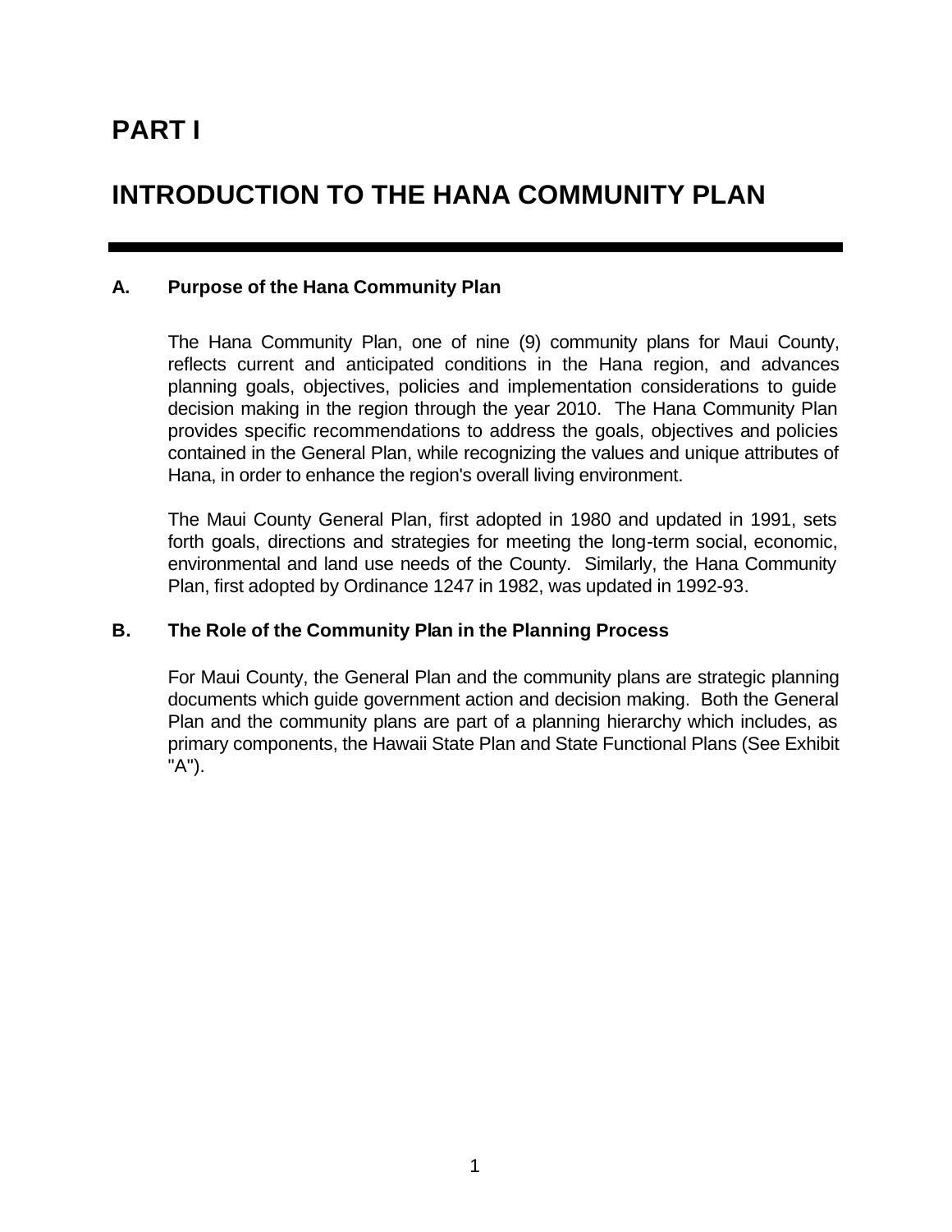# PART I

# INTRODUCTION TO THE HANA COMMUNITY PLAN

## A. Purpose of the Hana Community Plan

The Hana Community Plan, one of nine (9) community plans for Maui County, reflects current and anticipated conditions in the Hana region, and advances planning goals, objectives, policies and implementation considerations to guide decision making in the region through the year 2010. The Hana Community Plan provides specific recommendations to address the goals, objectives and policies contained in the General Plan, while recognizing the values and unique attributes of Hana, in order to enhance the region's overall living environment.

The Maui County General Plan, first adopted in 1980 and updated in 1991, sets forth goals, directions and strategies for meeting the long-term social, economic, environmental and land use needs of the County. Similarly, the Hana Community Plan, first adopted by Ordinance 1247 in 1982, was updated in 1992-93.

## B. The Role of the Community Plan in the Planning Process

For Maui County, the General Plan and the community plans are strategic planning documents which guide government action and decision making. Both the General Plan and the community plans are part of a planning hierarchy which includes, as primary components, the Hawaii State Plan and State Functional Plans (See Exhibit "A").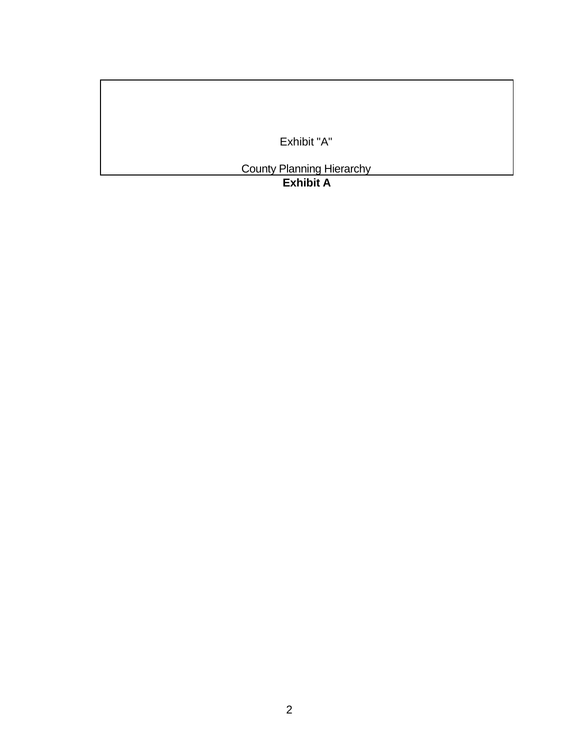Exhibit "A"

County Planning Hierarchy

**Exhibit A**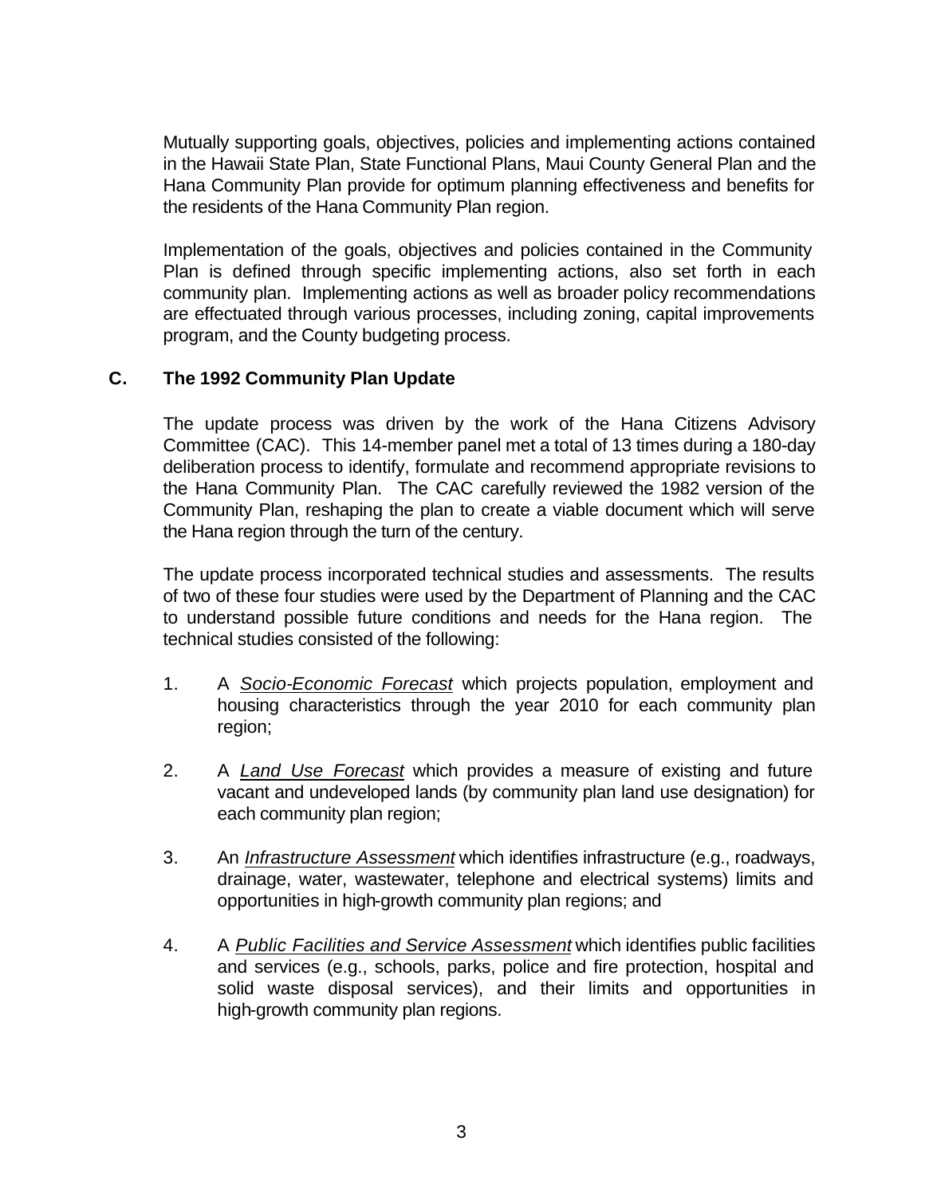Mutually supporting goals, objectives, policies and implementing actions contained in the Hawaii State Plan, State Functional Plans, Maui County General Plan and the Hana Community Plan provide for optimum planning effectiveness and benefits for the residents of the Hana Community Plan region.

Implementation of the goals, objectives and policies contained in the Community Plan is defined through specific implementing actions, also set forth in each community plan. Implementing actions as well as broader policy recommendations are effectuated through various processes, including zoning, capital improvements program, and the County budgeting process.

## C. The 1992 Community Plan Update

The update process was driven by the work of the Hana Citizens Advisory Committee (CAC). This 14-member panel met a total of 13 times during a 180-day deliberation process to identify, formulate and recommend appropriate revisions to the Hana Community Plan. The CAC carefully reviewed the 1982 version of the Community Plan, reshaping the plan to create a viable document which will serve the Hana region through the turn of the century.

The update process incorporated technical studies and assessments. The results of two of these four studies were used by the Department of Planning and the CAC to understand possible future conditions and needs for the Hana region. The technical studies consisted of the following:

1. A *Socio-Economic Forecast* which projects population, employment and housing characteristics through the year 2010 for each community plan region;

2. A *Land Use Forecast* which provides a measure of existing and future vacant and undeveloped lands (by community plan land use designation) for each community plan region;

3. An *Infrastructure Assessment* which identifies infrastructure (e.g., roadways, drainage, water, wastewater, telephone and electrical systems) limits and opportunities in high-growth community plan regions; and

4. A *Public Facilities and Service Assessment* which identifies public facilities and services (e.g., schools, parks, police and fire protection, hospital and solid waste disposal services), and their limits and opportunities in high-growth community plan regions.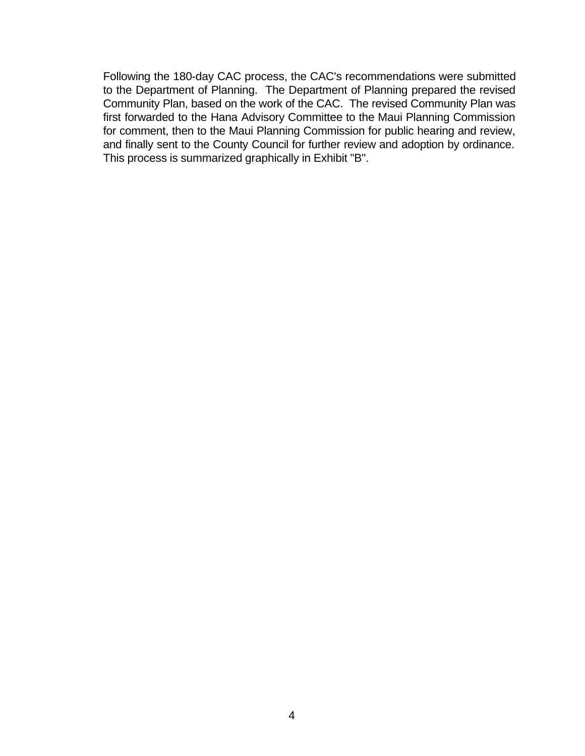Following the 180-day CAC process, the CAC's recommendations were submitted to the Department of Planning. The Department of Planning prepared the revised Community Plan, based on the work of the CAC. The revised Community Plan was first forwarded to the Hana Advisory Committee to the Maui Planning Commission for comment, then to the Maui Planning Commission for public hearing and review, and finally sent to the County Council for further review and adoption by ordinance. This process is summarized graphically in Exhibit "B".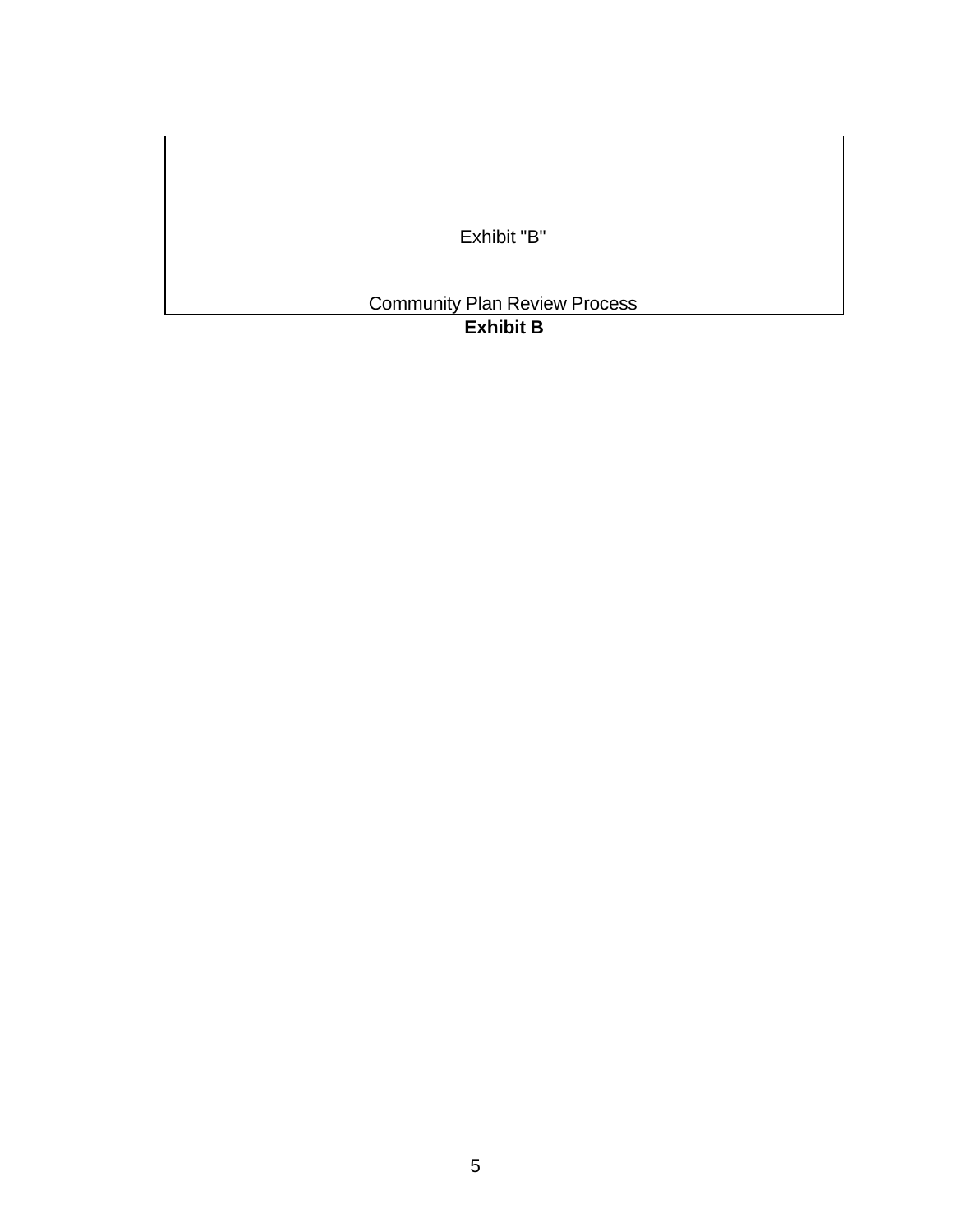Exhibit "B"

Community Plan Review Process

**Exhibit B**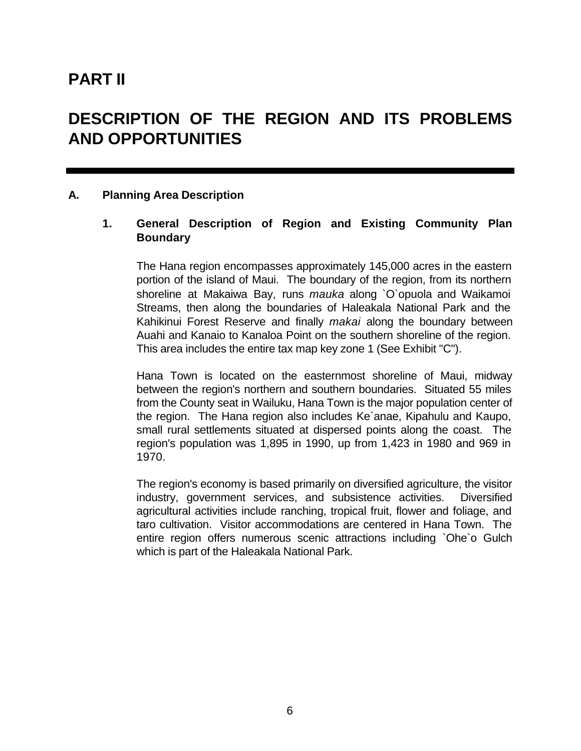# PART II

# DESCRIPTION OF THE REGION AND ITS PROBLEMS AND OPPORTUNITIES

## A. Planning Area Description

### 1. General Description of Region and Existing Community Plan Boundary

The Hana region encompasses approximately 145,000 acres in the eastern portion of the island of Maui. The boundary of the region, from its northern shoreline at Makaiwa Bay, runs *mauka* along `O`opuola and Waikamoi Streams, then along the boundaries of Haleakala National Park and the Kahikinui Forest Reserve and finally *makai* along the boundary between Auahi and Kanaio to Kanaloa Point on the southern shoreline of the region. This area includes the entire tax map key zone 1 (See Exhibit "C").

Hana Town is located on the easternmost shoreline of Maui, midway between the region's northern and southern boundaries. Situated 55 miles from the County seat in Wailuku, Hana Town is the major population center of the region. The Hana region also includes Ke`anae, Kipahulu and Kaupo, small rural settlements situated at dispersed points along the coast. The region's population was 1,895 in 1990, up from 1,423 in 1980 and 969 in 1970.

The region's economy is based primarily on diversified agriculture, the visitor industry, government services, and subsistence activities. Diversified agricultural activities include ranching, tropical fruit, flower and foliage, and taro cultivation. Visitor accommodations are centered in Hana Town. The entire region offers numerous scenic attractions including `Ohe`o Gulch which is part of the Haleakala National Park.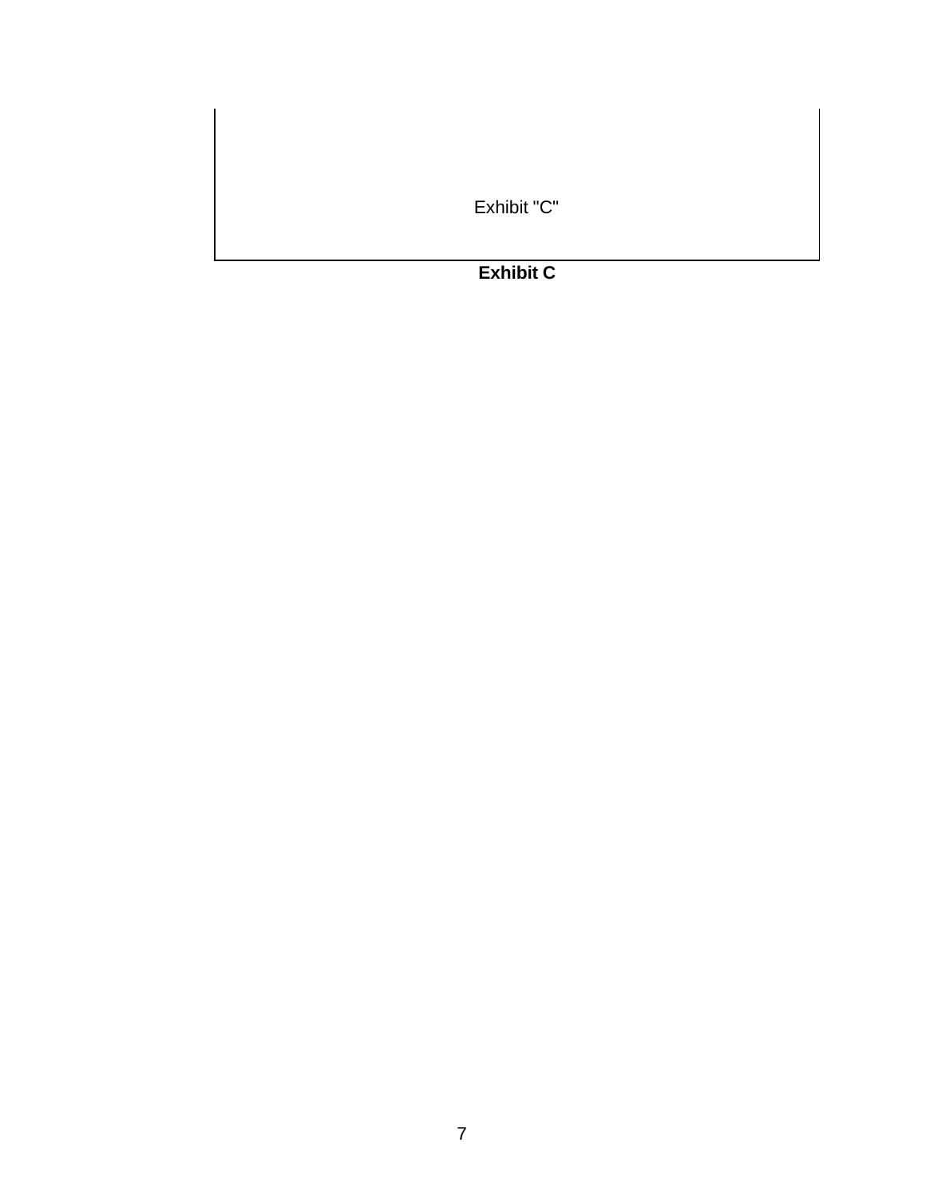Exhibit "C"

**Exhibit C**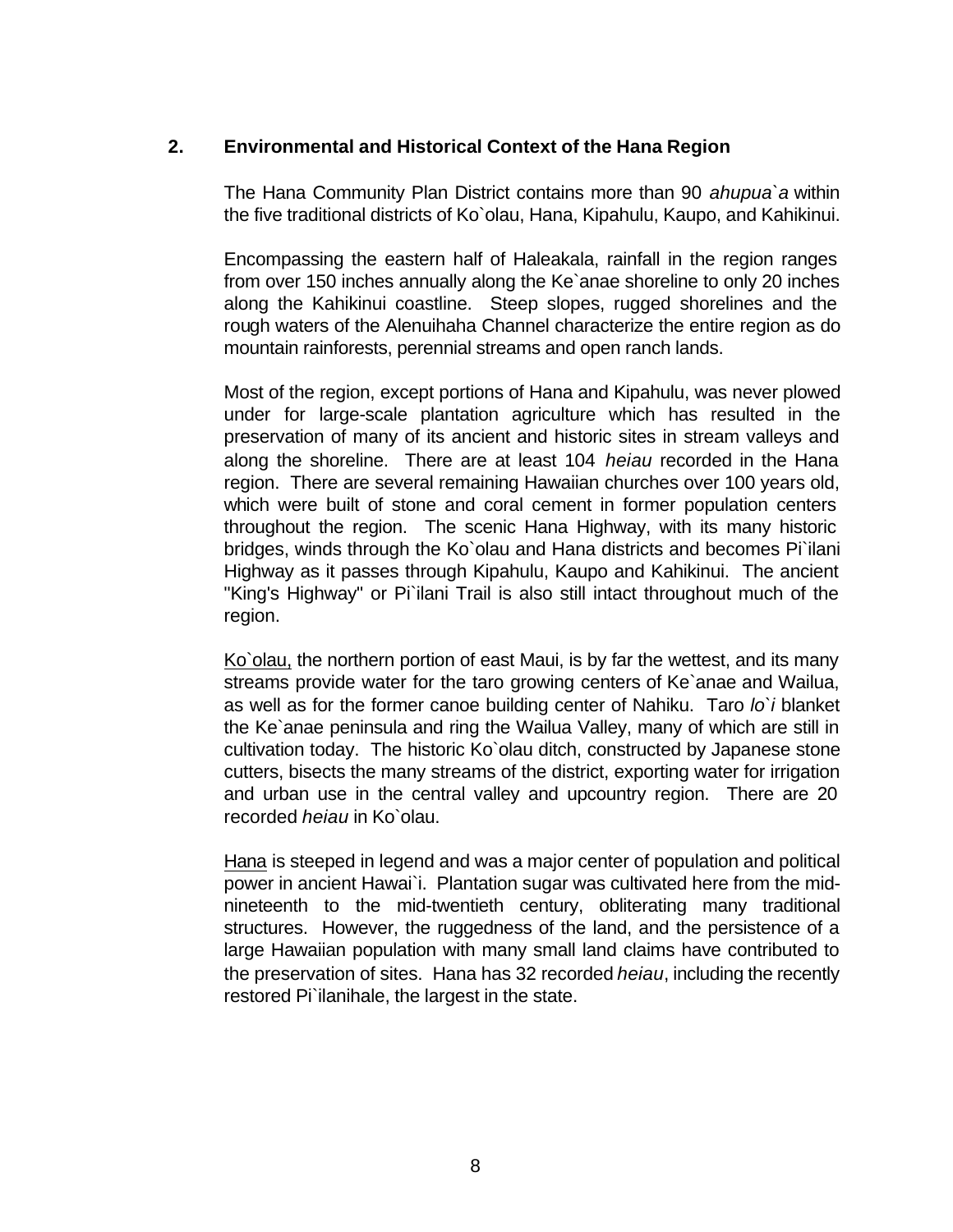## 2. Environmental and Historical Context of the Hana Region

The Hana Community Plan District contains more than 90 *ahupua`a* within the five traditional districts of Ko`olau, Hana, Kipahulu, Kaupo, and Kahikinui.

Encompassing the eastern half of Haleakala, rainfall in the region ranges from over 150 inches annually along the Ke`anae shoreline to only 20 inches along the Kahikinui coastline. Steep slopes, rugged shorelines and the rough waters of the Alenuihaha Channel characterize the entire region as do mountain rainforests, perennial streams and open ranch lands.

Most of the region, except portions of Hana and Kipahulu, was never plowed under for large-scale plantation agriculture which has resulted in the preservation of many of its ancient and historic sites in stream valleys and along the shoreline. There are at least 104 *heiau* recorded in the Hana region. There are several remaining Hawaiian churches over 100 years old, which were built of stone and coral cement in former population centers throughout the region. The scenic Hana Highway, with its many historic bridges, winds through the Ko`olau and Hana districts and becomes Pi`ilani Highway as it passes through Kipahulu, Kaupo and Kahikinui. The ancient "King's Highway" or Pi`ilani Trail is also still intact throughout much of the region.

Ko`olau, the northern portion of east Maui, is by far the wettest, and its many streams provide water for the taro growing centers of Ke`anae and Wailua, as well as for the former canoe building center of Nahiku. Taro *lo`i* blanket the Ke`anae peninsula and ring the Wailua Valley, many of which are still in cultivation today. The historic Ko`olau ditch, constructed by Japanese stone cutters, bisects the many streams of the district, exporting water for irrigation and urban use in the central valley and upcountry region. There are 20 recorded *heiau* in Ko`olau.

Hana is steeped in legend and was a major center of population and political power in ancient Hawai`i. Plantation sugar was cultivated here from the mid-nineteenth to the mid-twentieth century, obliterating many traditional structures. However, the ruggedness of the land, and the persistence of a large Hawaiian population with many small land claims have contributed to the preservation of sites. Hana has 32 recorded *heiau*, including the recently restored Pi`ilanihale, the largest in the state.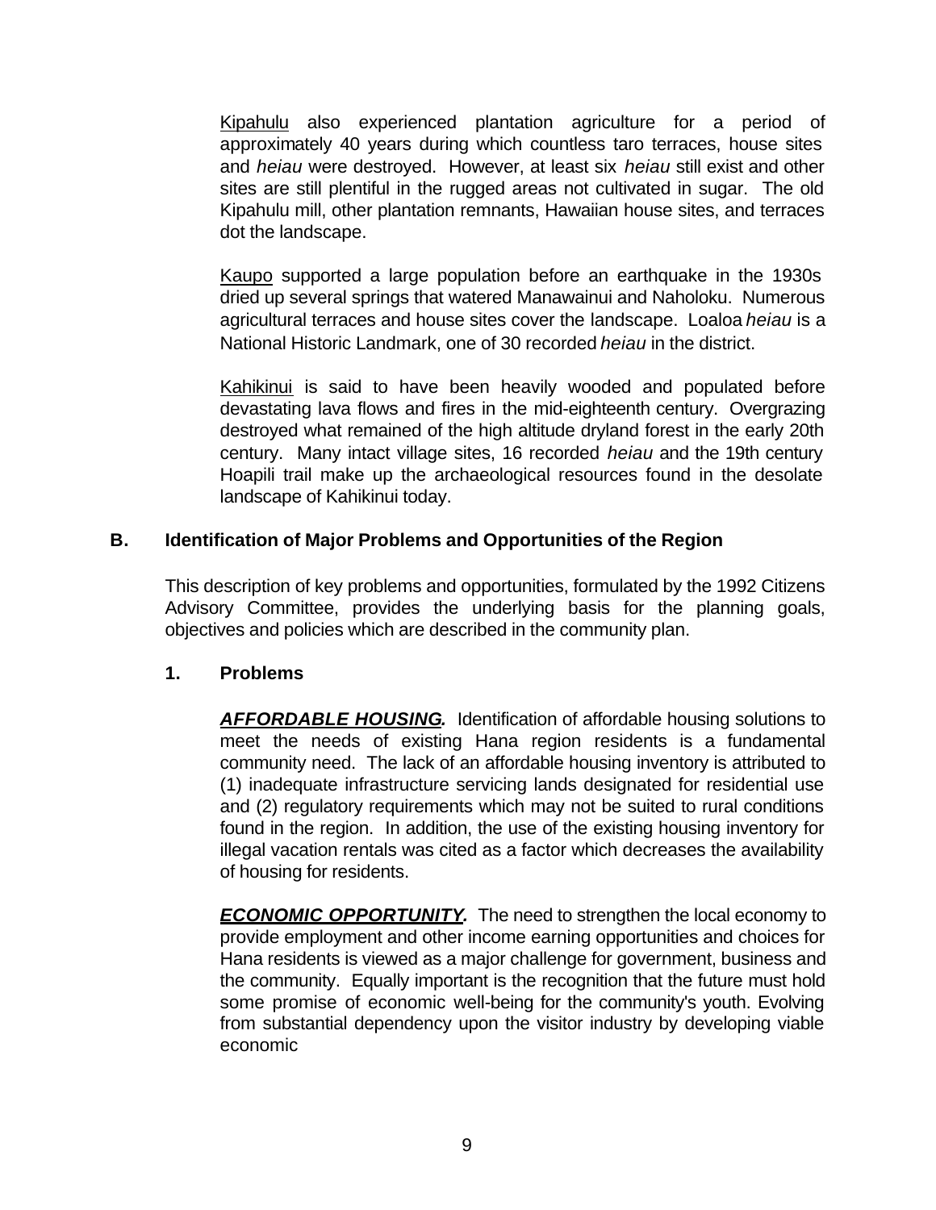Kipahulu also experienced plantation agriculture for a period of approximately 40 years during which countless taro terraces, house sites and *heiau* were destroyed. However, at least six *heiau* still exist and other sites are still plentiful in the rugged areas not cultivated in sugar. The old Kipahulu mill, other plantation remnants, Hawaiian house sites, and terraces dot the landscape.

Kaupo supported a large population before an earthquake in the 1930s dried up several springs that watered Manawainui and Naholoku. Numerous agricultural terraces and house sites cover the landscape. Loaloa *heiau* is a National Historic Landmark, one of 30 recorded *heiau* in the district.

Kahikinui is said to have been heavily wooded and populated before devastating lava flows and fires in the mid-eighteenth century. Overgrazing destroyed what remained of the high altitude dryland forest in the early 20th century. Many intact village sites, 16 recorded *heiau* and the 19th century Hoapili trail make up the archaeological resources found in the desolate landscape of Kahikinui today.

## B. Identification of Major Problems and Opportunities of the Region

This description of key problems and opportunities, formulated by the 1992 Citizens Advisory Committee, provides the underlying basis for the planning goals, objectives and policies which are described in the community plan.

### 1. Problems

***AFFORDABLE HOUSING.*** Identification of affordable housing solutions to meet the needs of existing Hana region residents is a fundamental community need. The lack of an affordable housing inventory is attributed to (1) inadequate infrastructure servicing lands designated for residential use and (2) regulatory requirements which may not be suited to rural conditions found in the region. In addition, the use of the existing housing inventory for illegal vacation rentals was cited as a factor which decreases the availability of housing for residents.

***ECONOMIC OPPORTUNITY.*** The need to strengthen the local economy to provide employment and other income earning opportunities and choices for Hana residents is viewed as a major challenge for government, business and the community. Equally important is the recognition that the future must hold some promise of economic well-being for the community's youth. Evolving from substantial dependency upon the visitor industry by developing viable economic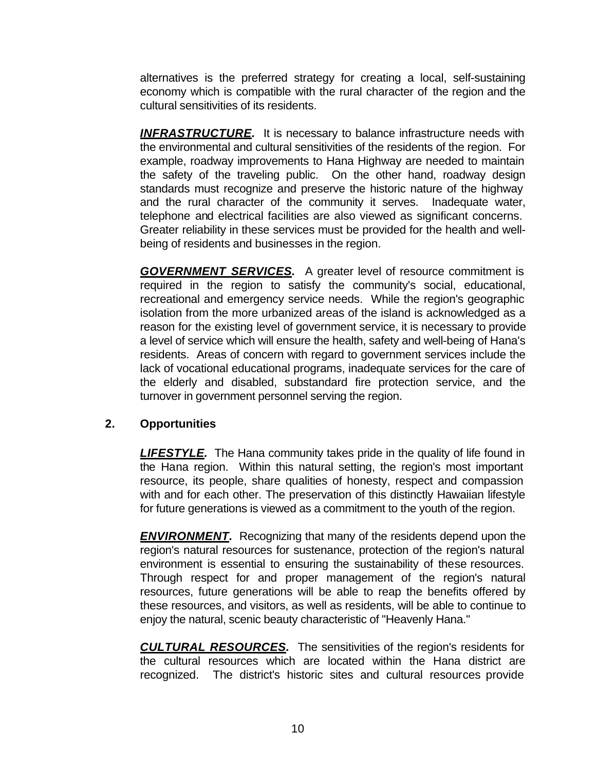alternatives is the preferred strategy for creating a local, self-sustaining economy which is compatible with the rural character of the region and the cultural sensitivities of its residents.

***INFRASTRUCTURE.*** It is necessary to balance infrastructure needs with the environmental and cultural sensitivities of the residents of the region. For example, roadway improvements to Hana Highway are needed to maintain the safety of the traveling public. On the other hand, roadway design standards must recognize and preserve the historic nature of the highway and the rural character of the community it serves. Inadequate water, telephone and electrical facilities are also viewed as significant concerns. Greater reliability in these services must be provided for the health and well-being of residents and businesses in the region.

***GOVERNMENT SERVICES.*** A greater level of resource commitment is required in the region to satisfy the community's social, educational, recreational and emergency service needs. While the region's geographic isolation from the more urbanized areas of the island is acknowledged as a reason for the existing level of government service, it is necessary to provide a level of service which will ensure the health, safety and well-being of Hana's residents. Areas of concern with regard to government services include the lack of vocational educational programs, inadequate services for the care of the elderly and disabled, substandard fire protection service, and the turnover in government personnel serving the region.

## 2. Opportunities

***LIFESTYLE.*** The Hana community takes pride in the quality of life found in the Hana region. Within this natural setting, the region's most important resource, its people, share qualities of honesty, respect and compassion with and for each other. The preservation of this distinctly Hawaiian lifestyle for future generations is viewed as a commitment to the youth of the region.

***ENVIRONMENT.*** Recognizing that many of the residents depend upon the region's natural resources for sustenance, protection of the region's natural environment is essential to ensuring the sustainability of these resources. Through respect for and proper management of the region's natural resources, future generations will be able to reap the benefits offered by these resources, and visitors, as well as residents, will be able to continue to enjoy the natural, scenic beauty characteristic of "Heavenly Hana."

***CULTURAL RESOURCES.*** The sensitivities of the region's residents for the cultural resources which are located within the Hana district are recognized. The district's historic sites and cultural resources provide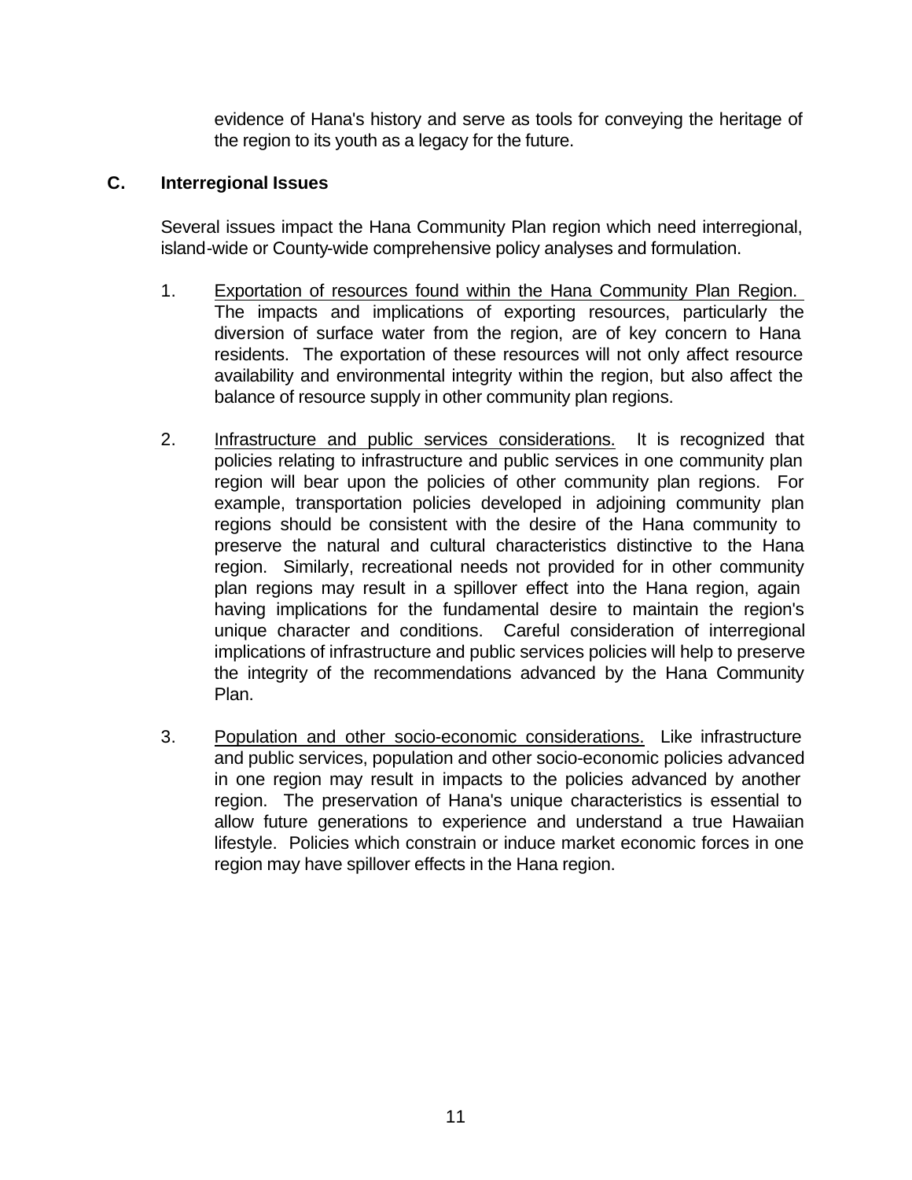evidence of Hana's history and serve as tools for conveying the heritage of the region to its youth as a legacy for the future.

## C. Interregional Issues

Several issues impact the Hana Community Plan region which need interregional, island-wide or County-wide comprehensive policy analyses and formulation.

1. Exportation of resources found within the Hana Community Plan Region. The impacts and implications of exporting resources, particularly the diversion of surface water from the region, are of key concern to Hana residents. The exportation of these resources will not only affect resource availability and environmental integrity within the region, but also affect the balance of resource supply in other community plan regions.

2. Infrastructure and public services considerations. It is recognized that policies relating to infrastructure and public services in one community plan region will bear upon the policies of other community plan regions. For example, transportation policies developed in adjoining community plan regions should be consistent with the desire of the Hana community to preserve the natural and cultural characteristics distinctive to the Hana region. Similarly, recreational needs not provided for in other community plan regions may result in a spillover effect into the Hana region, again having implications for the fundamental desire to maintain the region's unique character and conditions. Careful consideration of interregional implications of infrastructure and public services policies will help to preserve the integrity of the recommendations advanced by the Hana Community Plan.

3. Population and other socio-economic considerations. Like infrastructure and public services, population and other socio-economic policies advanced in one region may result in impacts to the policies advanced by another region. The preservation of Hana's unique characteristics is essential to allow future generations to experience and understand a true Hawaiian lifestyle. Policies which constrain or induce market economic forces in one region may have spillover effects in the Hana region.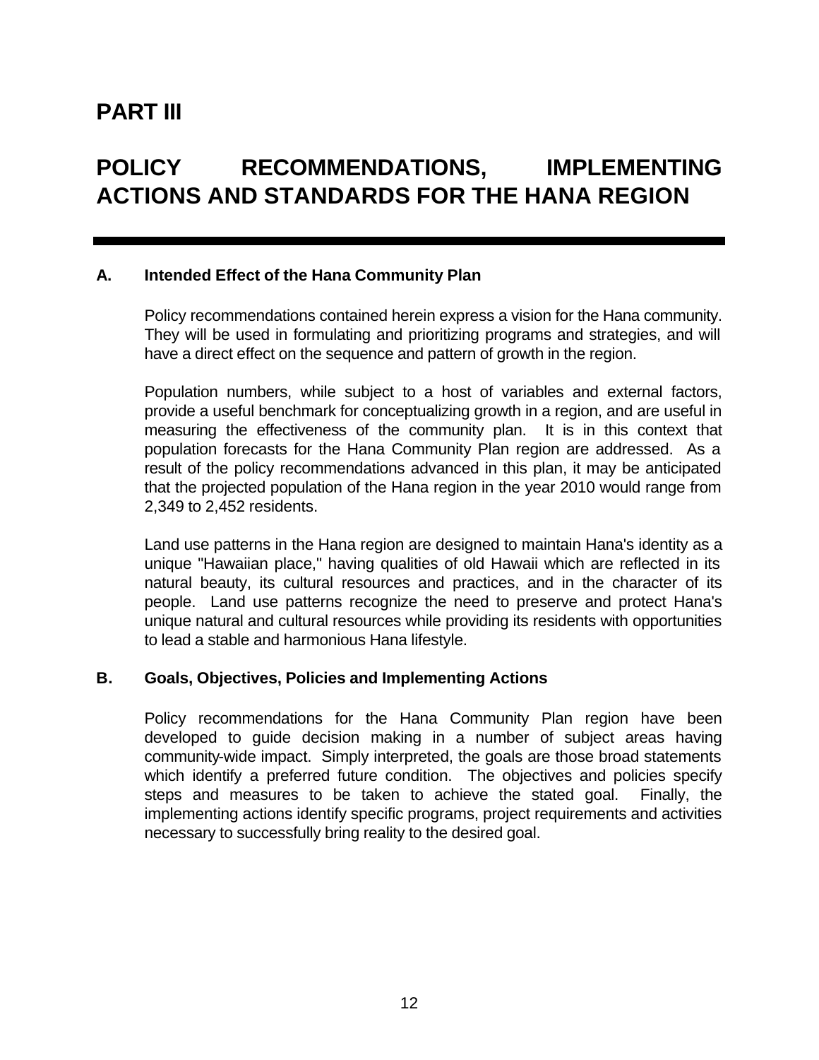# PART III

# POLICY RECOMMENDATIONS, IMPLEMENTING ACTIONS AND STANDARDS FOR THE HANA REGION

## A. Intended Effect of the Hana Community Plan

Policy recommendations contained herein express a vision for the Hana community. They will be used in formulating and prioritizing programs and strategies, and will have a direct effect on the sequence and pattern of growth in the region.

Population numbers, while subject to a host of variables and external factors, provide a useful benchmark for conceptualizing growth in a region, and are useful in measuring the effectiveness of the community plan. It is in this context that population forecasts for the Hana Community Plan region are addressed. As a result of the policy recommendations advanced in this plan, it may be anticipated that the projected population of the Hana region in the year 2010 would range from 2,349 to 2,452 residents.

Land use patterns in the Hana region are designed to maintain Hana's identity as a unique "Hawaiian place," having qualities of old Hawaii which are reflected in its natural beauty, its cultural resources and practices, and in the character of its people. Land use patterns recognize the need to preserve and protect Hana's unique natural and cultural resources while providing its residents with opportunities to lead a stable and harmonious Hana lifestyle.

## B. Goals, Objectives, Policies and Implementing Actions

Policy recommendations for the Hana Community Plan region have been developed to guide decision making in a number of subject areas having community-wide impact. Simply interpreted, the goals are those broad statements which identify a preferred future condition. The objectives and policies specify steps and measures to be taken to achieve the stated goal. Finally, the implementing actions identify specific programs, project requirements and activities necessary to successfully bring reality to the desired goal.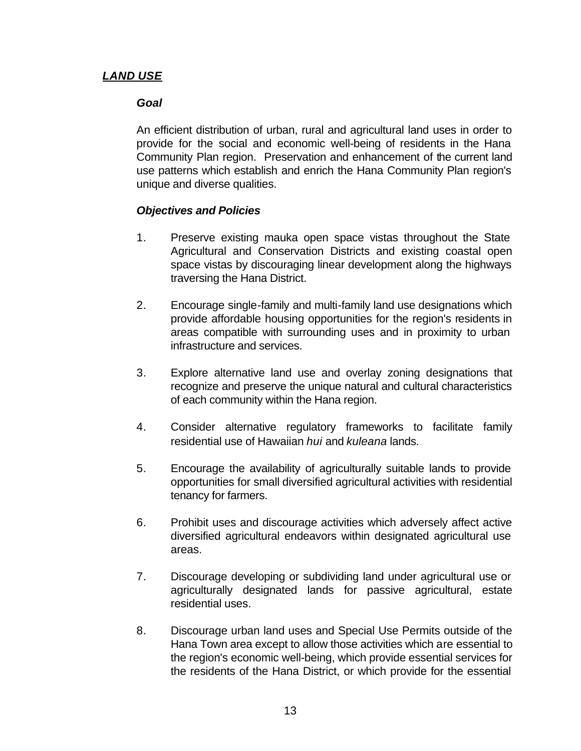## ***LAND USE***

### ***Goal***

An efficient distribution of urban, rural and agricultural land uses in order to provide for the social and economic well-being of residents in the Hana Community Plan region. Preservation and enhancement of the current land use patterns which establish and enrich the Hana Community Plan region's unique and diverse qualities.

### ***Objectives and Policies***

1. Preserve existing mauka open space vistas throughout the State Agricultural and Conservation Districts and existing coastal open space vistas by discouraging linear development along the highways traversing the Hana District.

2. Encourage single-family and multi-family land use designations which provide affordable housing opportunities for the region's residents in areas compatible with surrounding uses and in proximity to urban infrastructure and services.

3. Explore alternative land use and overlay zoning designations that recognize and preserve the unique natural and cultural characteristics of each community within the Hana region.

4. Consider alternative regulatory frameworks to facilitate family residential use of Hawaiian *hui* and *kuleana* lands.

5. Encourage the availability of agriculturally suitable lands to provide opportunities for small diversified agricultural activities with residential tenancy for farmers.

6. Prohibit uses and discourage activities which adversely affect active diversified agricultural endeavors within designated agricultural use areas.

7. Discourage developing or subdividing land under agricultural use or agriculturally designated lands for passive agricultural, estate residential uses.

8. Discourage urban land uses and Special Use Permits outside of the Hana Town area except to allow those activities which are essential to the region's economic well-being, which provide essential services for the residents of the Hana District, or which provide for the essential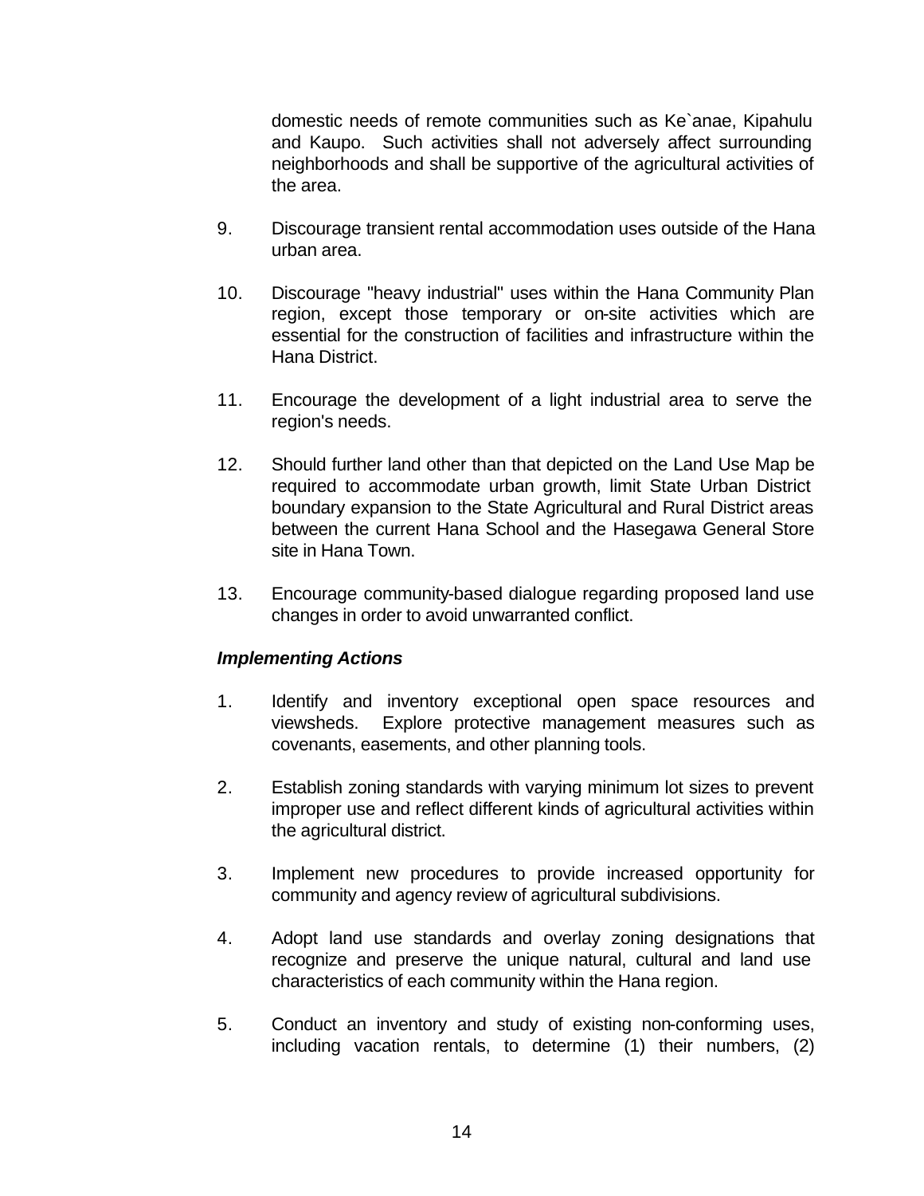domestic needs of remote communities such as Ke`anae, Kipahulu and Kaupo. Such activities shall not adversely affect surrounding neighborhoods and shall be supportive of the agricultural activities of the area.

9. Discourage transient rental accommodation uses outside of the Hana urban area.

10. Discourage "heavy industrial" uses within the Hana Community Plan region, except those temporary or on-site activities which are essential for the construction of facilities and infrastructure within the Hana District.

11. Encourage the development of a light industrial area to serve the region's needs.

12. Should further land other than that depicted on the Land Use Map be required to accommodate urban growth, limit State Urban District boundary expansion to the State Agricultural and Rural District areas between the current Hana School and the Hasegawa General Store site in Hana Town.

13. Encourage community-based dialogue regarding proposed land use changes in order to avoid unwarranted conflict.

***Implementing Actions***

1. Identify and inventory exceptional open space resources and viewsheds. Explore protective management measures such as covenants, easements, and other planning tools.

2. Establish zoning standards with varying minimum lot sizes to prevent improper use and reflect different kinds of agricultural activities within the agricultural district.

3. Implement new procedures to provide increased opportunity for community and agency review of agricultural subdivisions.

4. Adopt land use standards and overlay zoning designations that recognize and preserve the unique natural, cultural and land use characteristics of each community within the Hana region.

5. Conduct an inventory and study of existing non-conforming uses, including vacation rentals, to determine (1) their numbers, (2)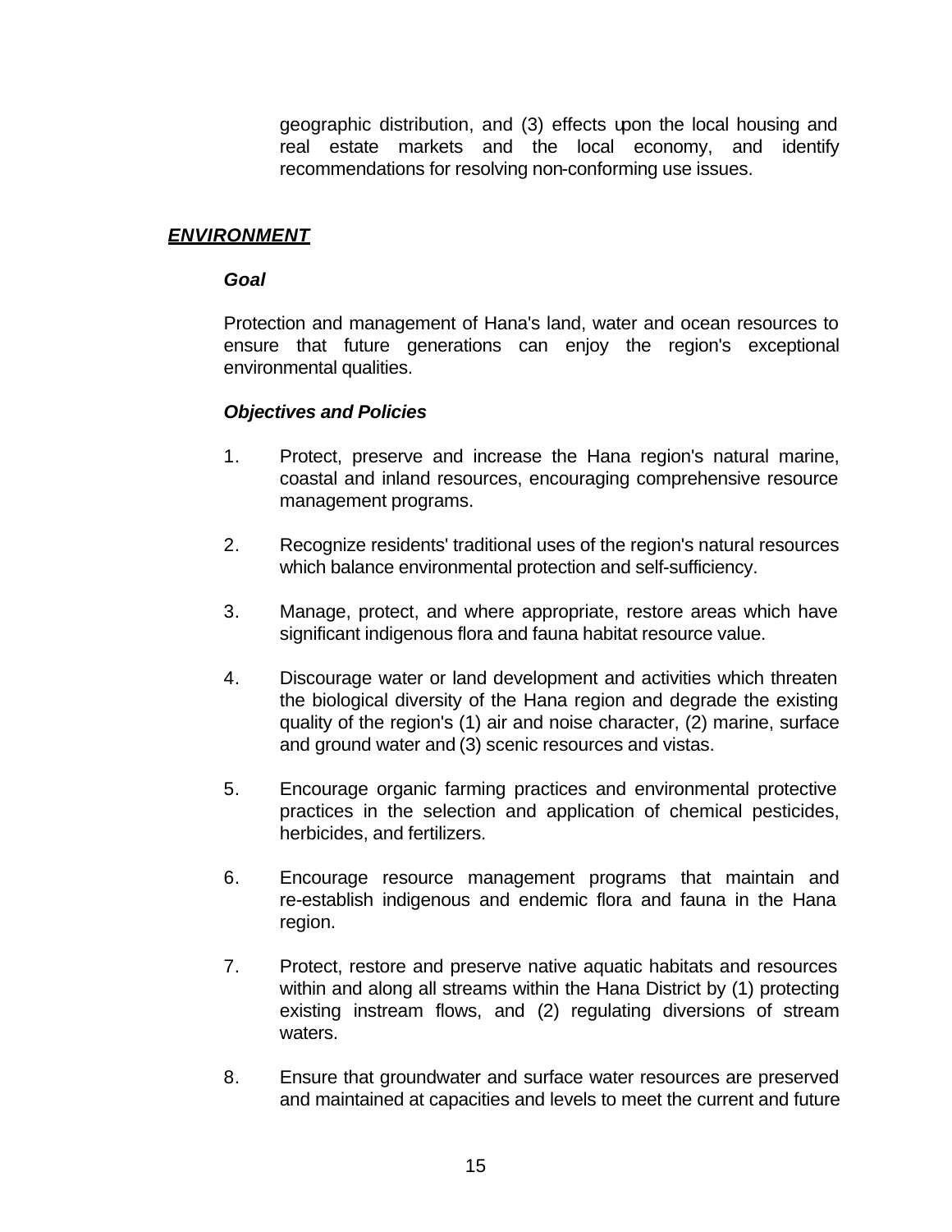geographic distribution, and (3) effects upon the local housing and real estate markets and the local economy, and identify recommendations for resolving non-conforming use issues.

## ***ENVIRONMENT***

### ***Goal***

Protection and management of Hana's land, water and ocean resources to ensure that future generations can enjoy the region's exceptional environmental qualities.

### ***Objectives and Policies***

1. Protect, preserve and increase the Hana region's natural marine, coastal and inland resources, encouraging comprehensive resource management programs.

2. Recognize residents' traditional uses of the region's natural resources which balance environmental protection and self-sufficiency.

3. Manage, protect, and where appropriate, restore areas which have significant indigenous flora and fauna habitat resource value.

4. Discourage water or land development and activities which threaten the biological diversity of the Hana region and degrade the existing quality of the region's (1) air and noise character, (2) marine, surface and ground water and (3) scenic resources and vistas.

5. Encourage organic farming practices and environmental protective practices in the selection and application of chemical pesticides, herbicides, and fertilizers.

6. Encourage resource management programs that maintain and re-establish indigenous and endemic flora and fauna in the Hana region.

7. Protect, restore and preserve native aquatic habitats and resources within and along all streams within the Hana District by (1) protecting existing instream flows, and (2) regulating diversions of stream waters.

8. Ensure that groundwater and surface water resources are preserved and maintained at capacities and levels to meet the current and future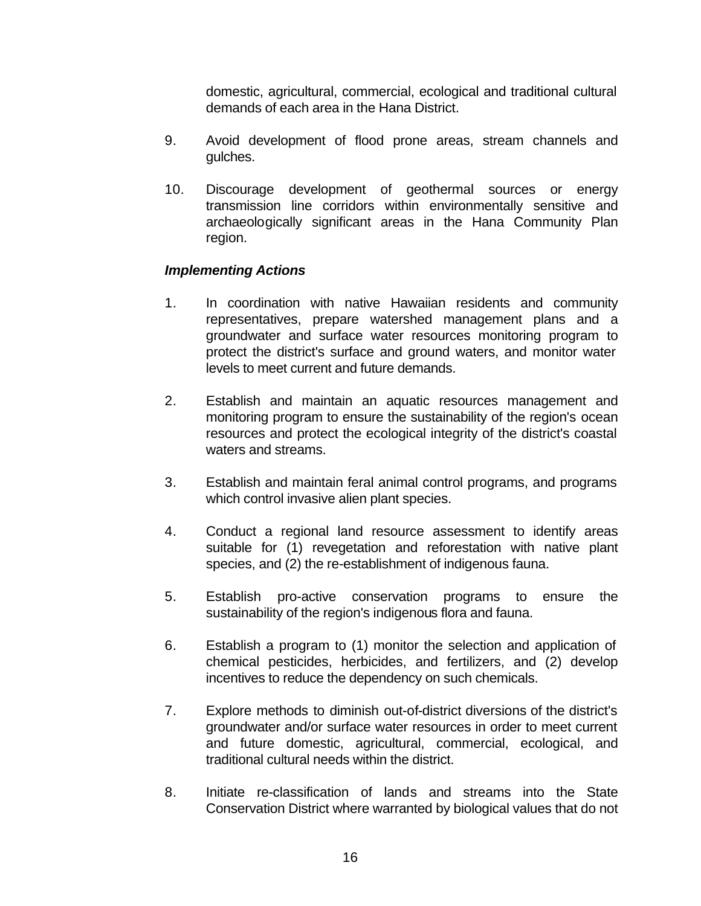domestic, agricultural, commercial, ecological and traditional cultural demands of each area in the Hana District.

9. Avoid development of flood prone areas, stream channels and gulches.

10. Discourage development of geothermal sources or energy transmission line corridors within environmentally sensitive and archaeologically significant areas in the Hana Community Plan region.

***Implementing Actions***

1. In coordination with native Hawaiian residents and community representatives, prepare watershed management plans and a groundwater and surface water resources monitoring program to protect the district's surface and ground waters, and monitor water levels to meet current and future demands.

2. Establish and maintain an aquatic resources management and monitoring program to ensure the sustainability of the region's ocean resources and protect the ecological integrity of the district's coastal waters and streams.

3. Establish and maintain feral animal control programs, and programs which control invasive alien plant species.

4. Conduct a regional land resource assessment to identify areas suitable for (1) revegetation and reforestation with native plant species, and (2) the re-establishment of indigenous fauna.

5. Establish pro-active conservation programs to ensure the sustainability of the region's indigenous flora and fauna.

6. Establish a program to (1) monitor the selection and application of chemical pesticides, herbicides, and fertilizers, and (2) develop incentives to reduce the dependency on such chemicals.

7. Explore methods to diminish out-of-district diversions of the district's groundwater and/or surface water resources in order to meet current and future domestic, agricultural, commercial, ecological, and traditional cultural needs within the district.

8. Initiate re-classification of lands and streams into the State Conservation District where warranted by biological values that do not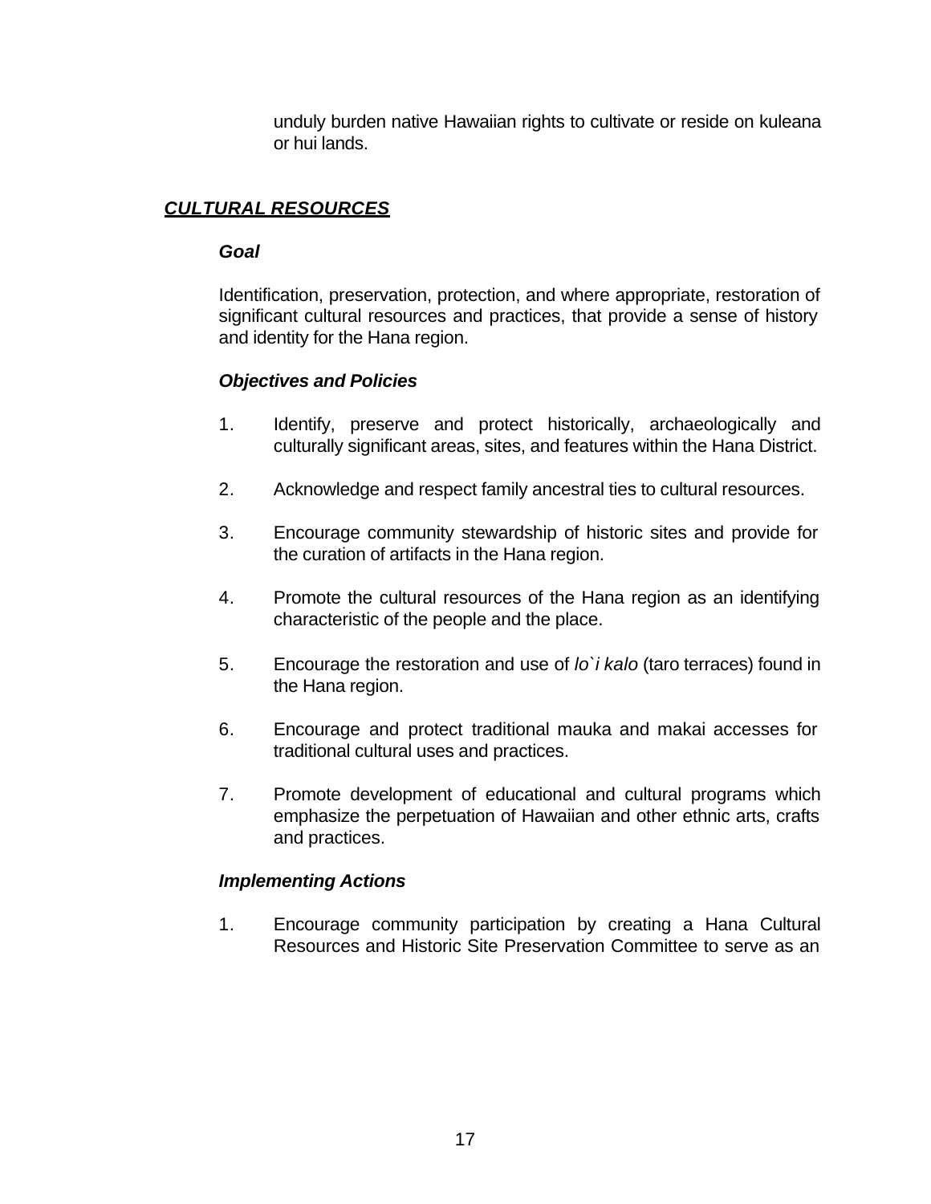unduly burden native Hawaiian rights to cultivate or reside on kuleana or hui lands.

## ***CULTURAL RESOURCES***

### *Goal*

Identification, preservation, protection, and where appropriate, restoration of significant cultural resources and practices, that provide a sense of history and identity for the Hana region.

### *Objectives and Policies*

1. Identify, preserve and protect historically, archaeologically and culturally significant areas, sites, and features within the Hana District.

2. Acknowledge and respect family ancestral ties to cultural resources.

3. Encourage community stewardship of historic sites and provide for the curation of artifacts in the Hana region.

4. Promote the cultural resources of the Hana region as an identifying characteristic of the people and the place.

5. Encourage the restoration and use of *lo`i kalo* (taro terraces) found in the Hana region.

6. Encourage and protect traditional mauka and makai accesses for traditional cultural uses and practices.

7. Promote development of educational and cultural programs which emphasize the perpetuation of Hawaiian and other ethnic arts, crafts and practices.

### *Implementing Actions*

1. Encourage community participation by creating a Hana Cultural Resources and Historic Site Preservation Committee to serve as an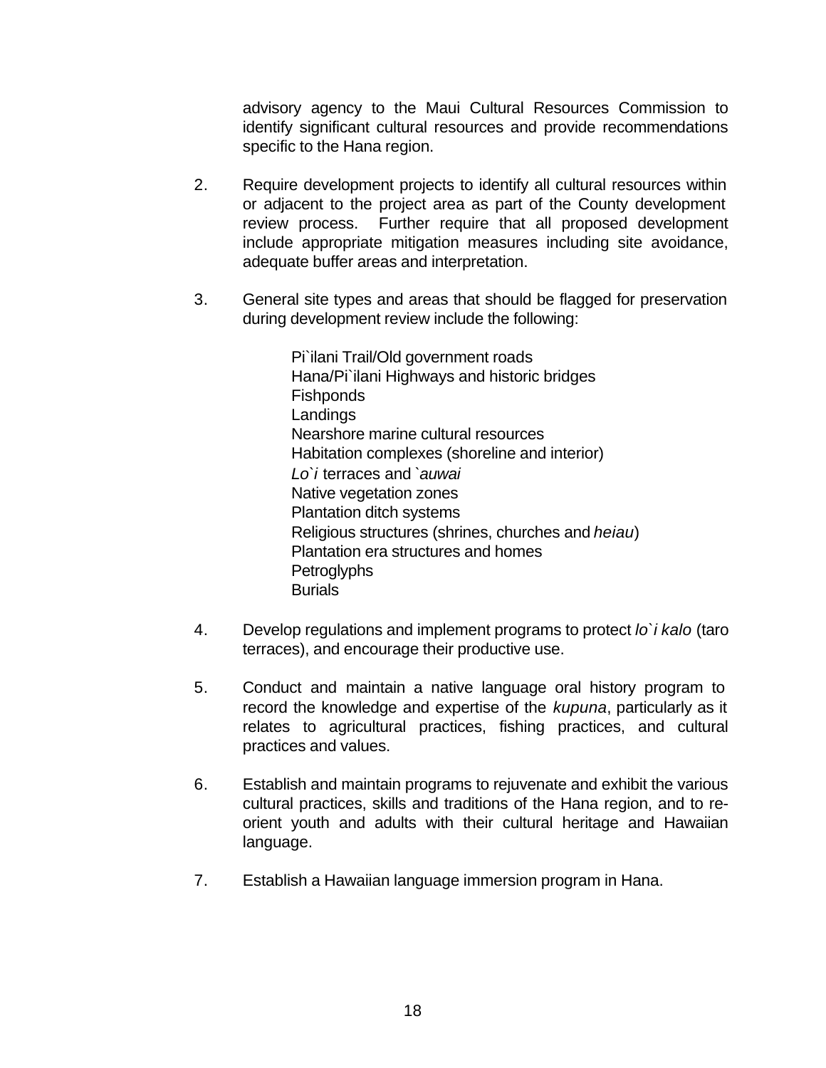advisory agency to the Maui Cultural Resources Commission to identify significant cultural resources and provide recommendations specific to the Hana region.

2. Require development projects to identify all cultural resources within or adjacent to the project area as part of the County development review process. Further require that all proposed development include appropriate mitigation measures including site avoidance, adequate buffer areas and interpretation.

3. General site types and areas that should be flagged for preservation during development review include the following:

   Pi`ilani Trail/Old government roads
   Hana/Pi`ilani Highways and historic bridges
   Fishponds
   Landings
   Nearshore marine cultural resources
   Habitation complexes (shoreline and interior)
   *Lo`i* terraces and *`auwai*
   Native vegetation zones
   Plantation ditch systems
   Religious structures (shrines, churches and *heiau*)
   Plantation era structures and homes
   Petroglyphs
   Burials

4. Develop regulations and implement programs to protect *lo`i kalo* (taro terraces), and encourage their productive use.

5. Conduct and maintain a native language oral history program to record the knowledge and expertise of the *kupuna*, particularly as it relates to agricultural practices, fishing practices, and cultural practices and values.

6. Establish and maintain programs to rejuvenate and exhibit the various cultural practices, skills and traditions of the Hana region, and to re-orient youth and adults with their cultural heritage and Hawaiian language.

7. Establish a Hawaiian language immersion program in Hana.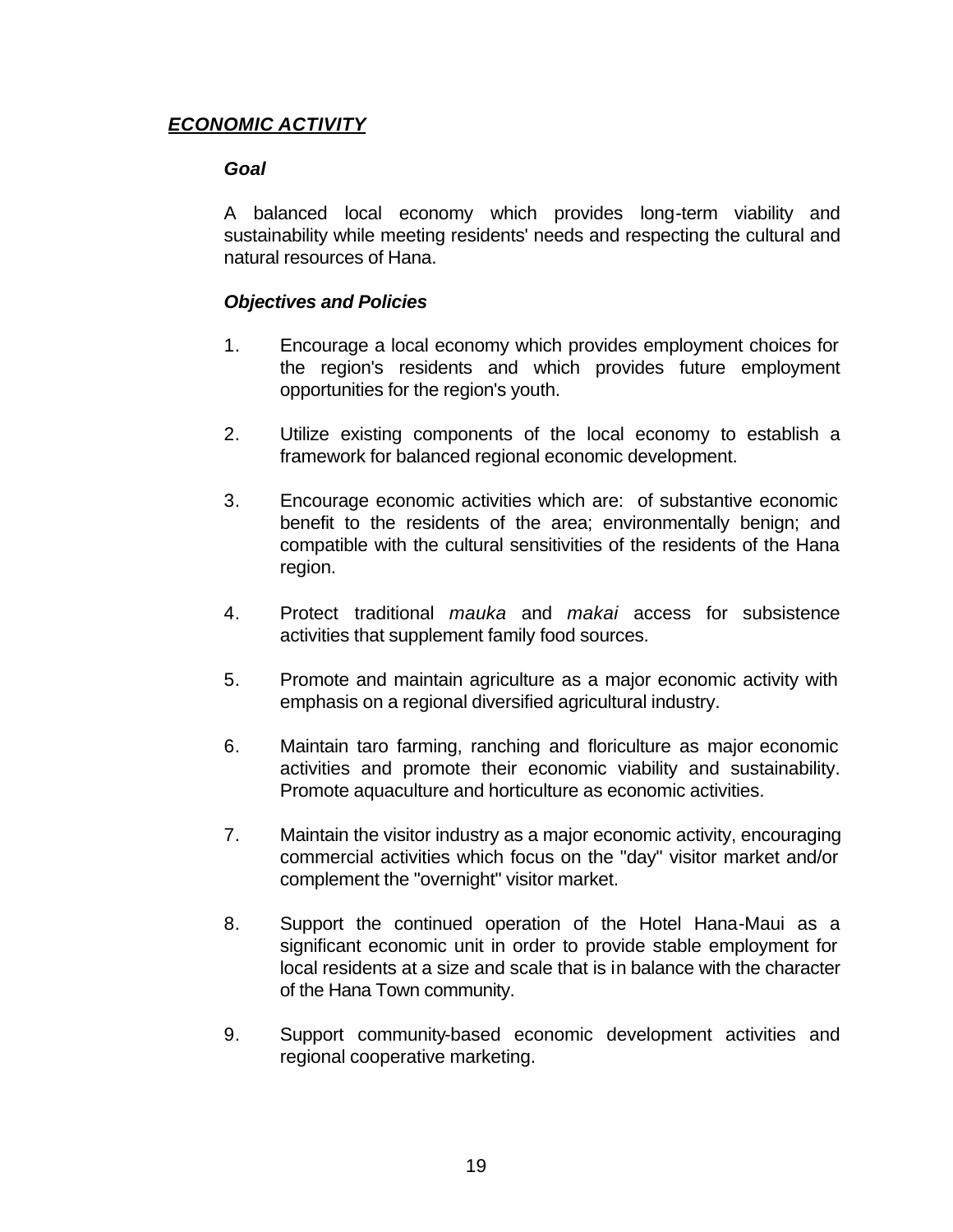## ***ECONOMIC ACTIVITY***

### *Goal*

A balanced local economy which provides long-term viability and sustainability while meeting residents' needs and respecting the cultural and natural resources of Hana.

### *Objectives and Policies*

1. Encourage a local economy which provides employment choices for the region's residents and which provides future employment opportunities for the region's youth.

2. Utilize existing components of the local economy to establish a framework for balanced regional economic development.

3. Encourage economic activities which are: of substantive economic benefit to the residents of the area; environmentally benign; and compatible with the cultural sensitivities of the residents of the Hana region.

4. Protect traditional *mauka* and *makai* access for subsistence activities that supplement family food sources.

5. Promote and maintain agriculture as a major economic activity with emphasis on a regional diversified agricultural industry.

6. Maintain taro farming, ranching and floriculture as major economic activities and promote their economic viability and sustainability. Promote aquaculture and horticulture as economic activities.

7. Maintain the visitor industry as a major economic activity, encouraging commercial activities which focus on the "day" visitor market and/or complement the "overnight" visitor market.

8. Support the continued operation of the Hotel Hana-Maui as a significant economic unit in order to provide stable employment for local residents at a size and scale that is in balance with the character of the Hana Town community.

9. Support community-based economic development activities and regional cooperative marketing.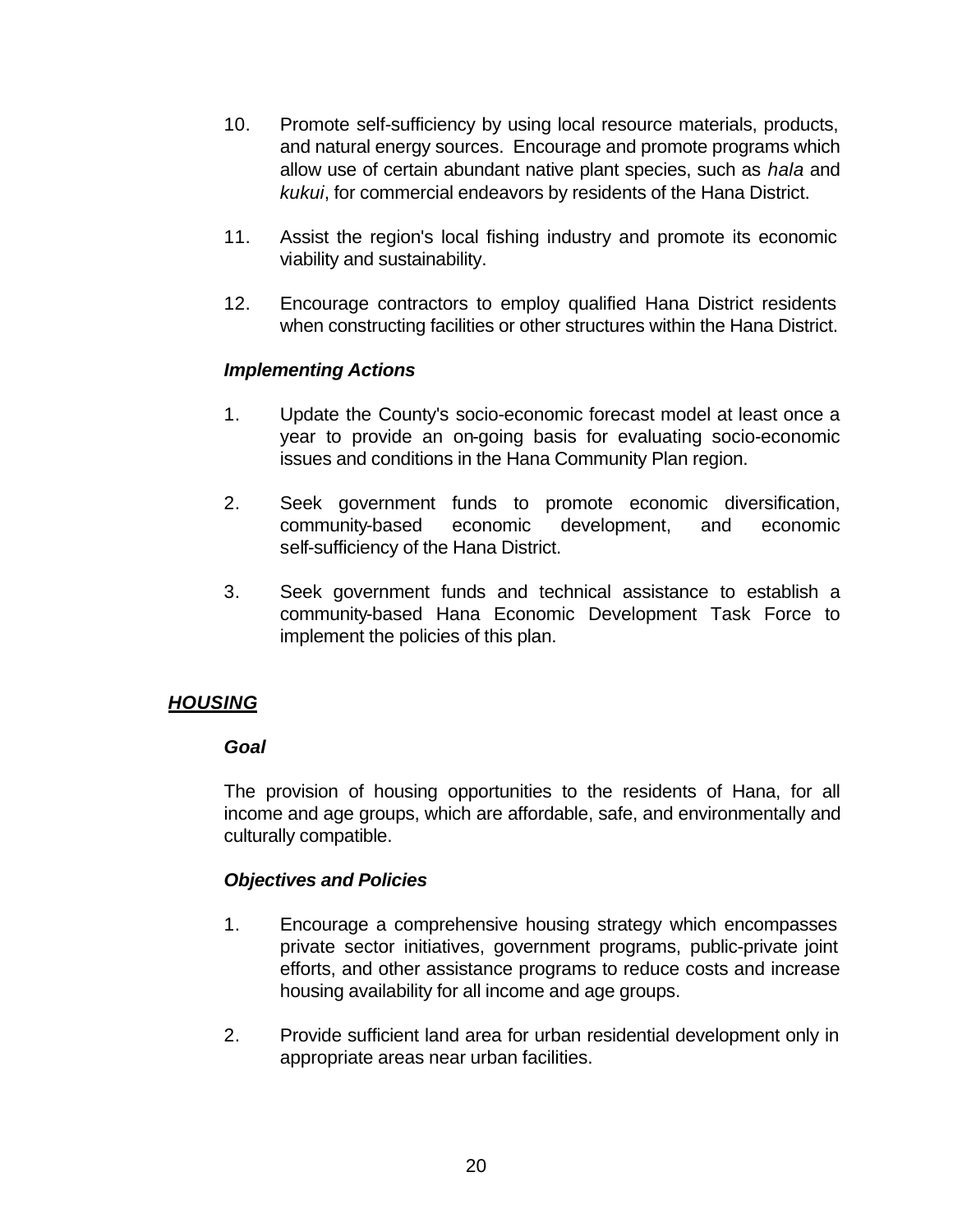10. Promote self-sufficiency by using local resource materials, products, and natural energy sources. Encourage and promote programs which allow use of certain abundant native plant species, such as *hala* and *kukui*, for commercial endeavors by residents of the Hana District.

11. Assist the region's local fishing industry and promote its economic viability and sustainability.

12. Encourage contractors to employ qualified Hana District residents when constructing facilities or other structures within the Hana District.

***Implementing Actions***

1. Update the County's socio-economic forecast model at least once a year to provide an on-going basis for evaluating socio-economic issues and conditions in the Hana Community Plan region.

2. Seek government funds to promote economic diversification, community-based economic development, and economic self-sufficiency of the Hana District.

3. Seek government funds and technical assistance to establish a community-based Hana Economic Development Task Force to implement the policies of this plan.

## ***HOUSING***

***Goal***

The provision of housing opportunities to the residents of Hana, for all income and age groups, which are affordable, safe, and environmentally and culturally compatible.

***Objectives and Policies***

1. Encourage a comprehensive housing strategy which encompasses private sector initiatives, government programs, public-private joint efforts, and other assistance programs to reduce costs and increase housing availability for all income and age groups.

2. Provide sufficient land area for urban residential development only in appropriate areas near urban facilities.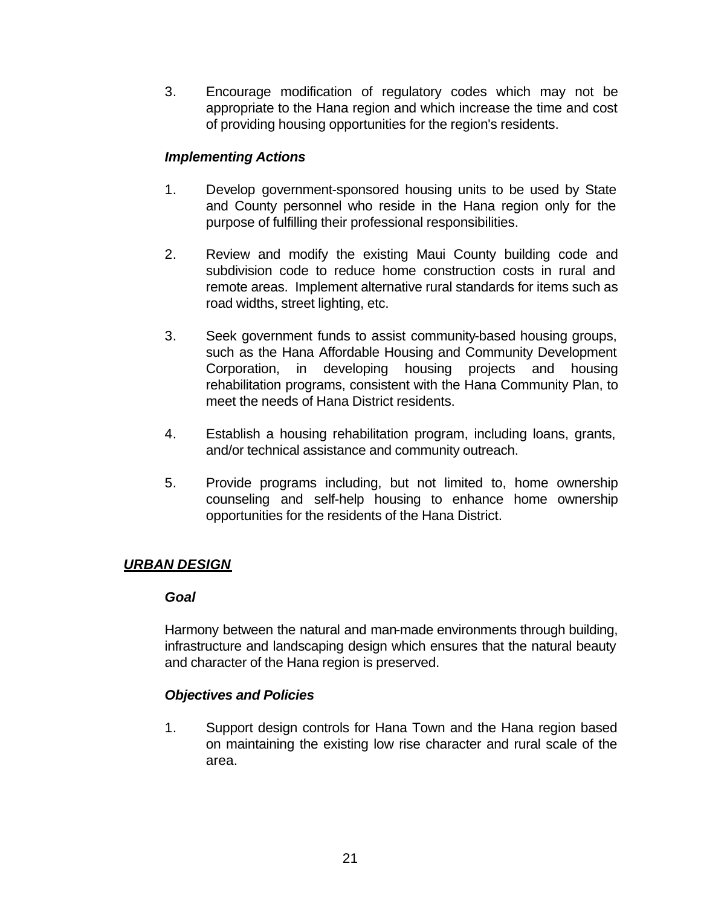3. Encourage modification of regulatory codes which may not be appropriate to the Hana region and which increase the time and cost of providing housing opportunities for the region's residents.

***Implementing Actions***

1. Develop government-sponsored housing units to be used by State and County personnel who reside in the Hana region only for the purpose of fulfilling their professional responsibilities.

2. Review and modify the existing Maui County building code and subdivision code to reduce home construction costs in rural and remote areas. Implement alternative rural standards for items such as road widths, street lighting, etc.

3. Seek government funds to assist community-based housing groups, such as the Hana Affordable Housing and Community Development Corporation, in developing housing projects and housing rehabilitation programs, consistent with the Hana Community Plan, to meet the needs of Hana District residents.

4. Establish a housing rehabilitation program, including loans, grants, and/or technical assistance and community outreach.

5. Provide programs including, but not limited to, home ownership counseling and self-help housing to enhance home ownership opportunities for the residents of the Hana District.

## ***URBAN DESIGN***

***Goal***

Harmony between the natural and man-made environments through building, infrastructure and landscaping design which ensures that the natural beauty and character of the Hana region is preserved.

***Objectives and Policies***

1. Support design controls for Hana Town and the Hana region based on maintaining the existing low rise character and rural scale of the area.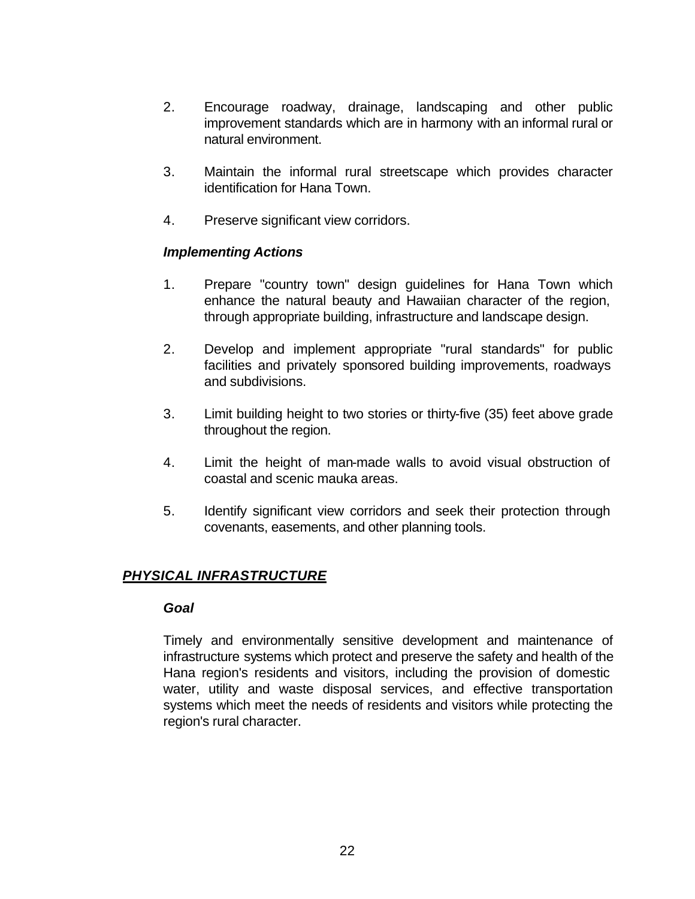2. Encourage roadway, drainage, landscaping and other public improvement standards which are in harmony with an informal rural or natural environment.

3. Maintain the informal rural streetscape which provides character identification for Hana Town.

4. Preserve significant view corridors.

### *Implementing Actions*

1. Prepare "country town" design guidelines for Hana Town which enhance the natural beauty and Hawaiian character of the region, through appropriate building, infrastructure and landscape design.

2. Develop and implement appropriate "rural standards" for public facilities and privately sponsored building improvements, roadways and subdivisions.

3. Limit building height to two stories or thirty-five (35) feet above grade throughout the region.

4. Limit the height of man-made walls to avoid visual obstruction of coastal and scenic mauka areas.

5. Identify significant view corridors and seek their protection through covenants, easements, and other planning tools.

## ***PHYSICAL INFRASTRUCTURE***

### *Goal*

Timely and environmentally sensitive development and maintenance of infrastructure systems which protect and preserve the safety and health of the Hana region's residents and visitors, including the provision of domestic water, utility and waste disposal services, and effective transportation systems which meet the needs of residents and visitors while protecting the region's rural character.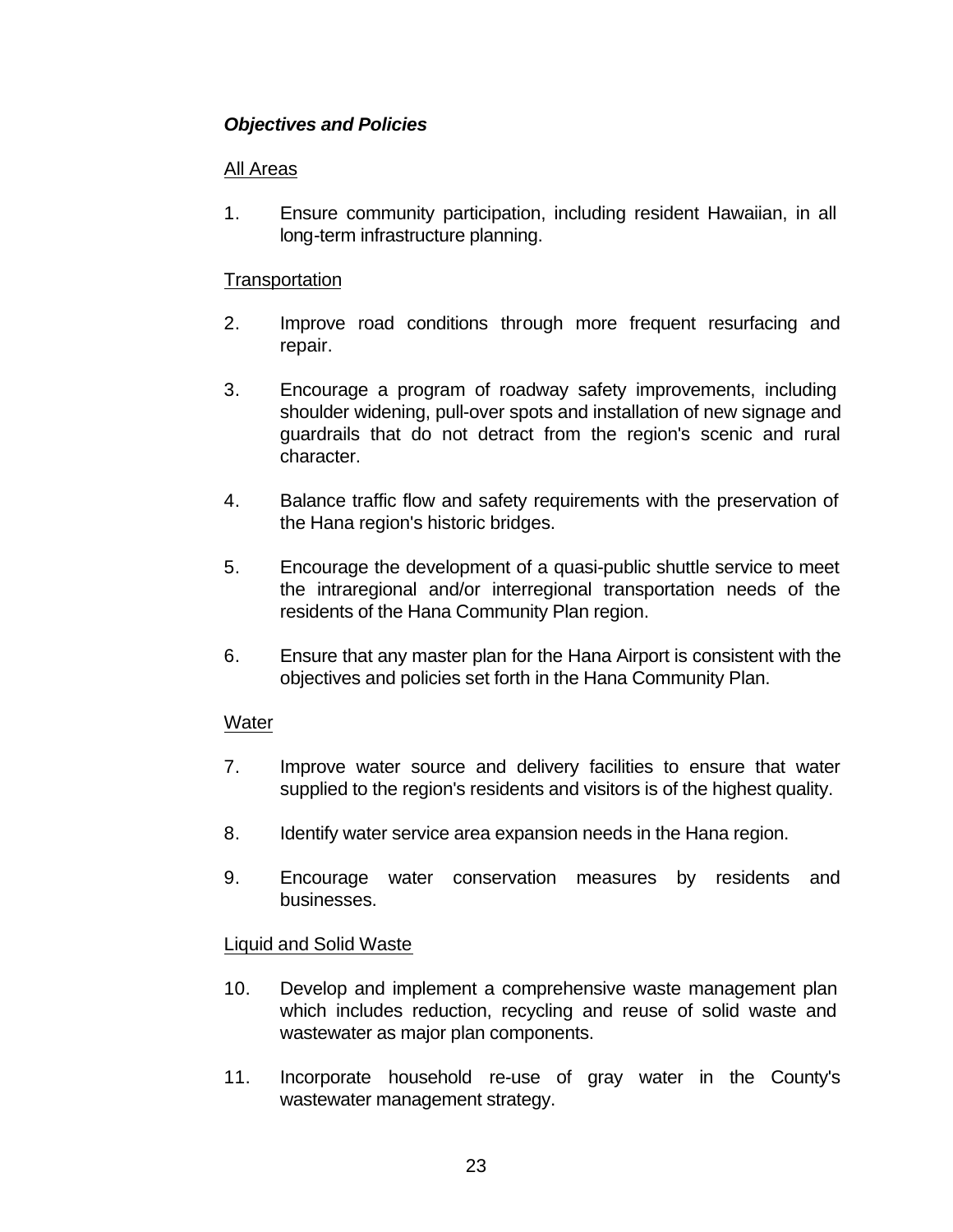***Objectives and Policies***

All Areas

1. Ensure community participation, including resident Hawaiian, in all long-term infrastructure planning.

Transportation

2. Improve road conditions through more frequent resurfacing and repair.

3. Encourage a program of roadway safety improvements, including shoulder widening, pull-over spots and installation of new signage and guardrails that do not detract from the region's scenic and rural character.

4. Balance traffic flow and safety requirements with the preservation of the Hana region's historic bridges.

5. Encourage the development of a quasi-public shuttle service to meet the intraregional and/or interregional transportation needs of the residents of the Hana Community Plan region.

6. Ensure that any master plan for the Hana Airport is consistent with the objectives and policies set forth in the Hana Community Plan.

Water

7. Improve water source and delivery facilities to ensure that water supplied to the region's residents and visitors is of the highest quality.

8. Identify water service area expansion needs in the Hana region.

9. Encourage water conservation measures by residents and businesses.

Liquid and Solid Waste

10. Develop and implement a comprehensive waste management plan which includes reduction, recycling and reuse of solid waste and wastewater as major plan components.

11. Incorporate household re-use of gray water in the County's wastewater management strategy.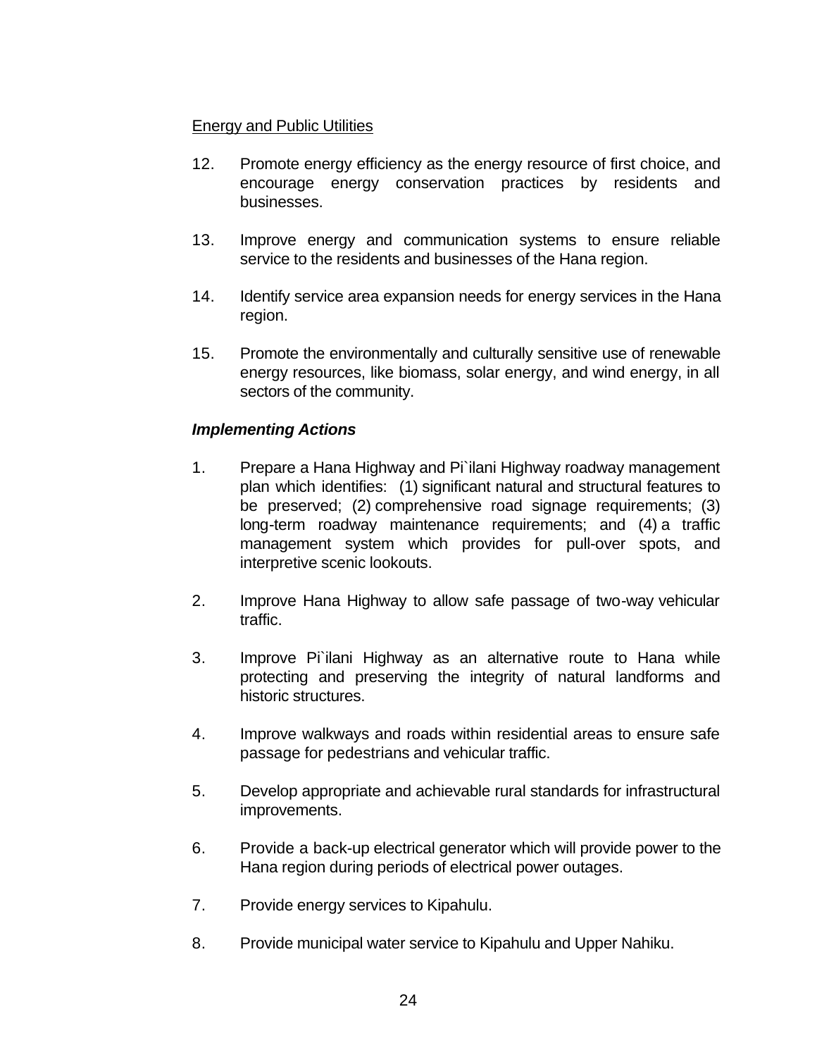Energy and Public Utilities

12. Promote energy efficiency as the energy resource of first choice, and encourage energy conservation practices by residents and businesses.

13. Improve energy and communication systems to ensure reliable service to the residents and businesses of the Hana region.

14. Identify service area expansion needs for energy services in the Hana region.

15. Promote the environmentally and culturally sensitive use of renewable energy resources, like biomass, solar energy, and wind energy, in all sectors of the community.

***Implementing Actions***

1. Prepare a Hana Highway and Pi`ilani Highway roadway management plan which identifies: (1) significant natural and structural features to be preserved; (2) comprehensive road signage requirements; (3) long-term roadway maintenance requirements; and (4) a traffic management system which provides for pull-over spots, and interpretive scenic lookouts.

2. Improve Hana Highway to allow safe passage of two-way vehicular traffic.

3. Improve Pi`ilani Highway as an alternative route to Hana while protecting and preserving the integrity of natural landforms and historic structures.

4. Improve walkways and roads within residential areas to ensure safe passage for pedestrians and vehicular traffic.

5. Develop appropriate and achievable rural standards for infrastructural improvements.

6. Provide a back-up electrical generator which will provide power to the Hana region during periods of electrical power outages.

7. Provide energy services to Kipahulu.

8. Provide municipal water service to Kipahulu and Upper Nahiku.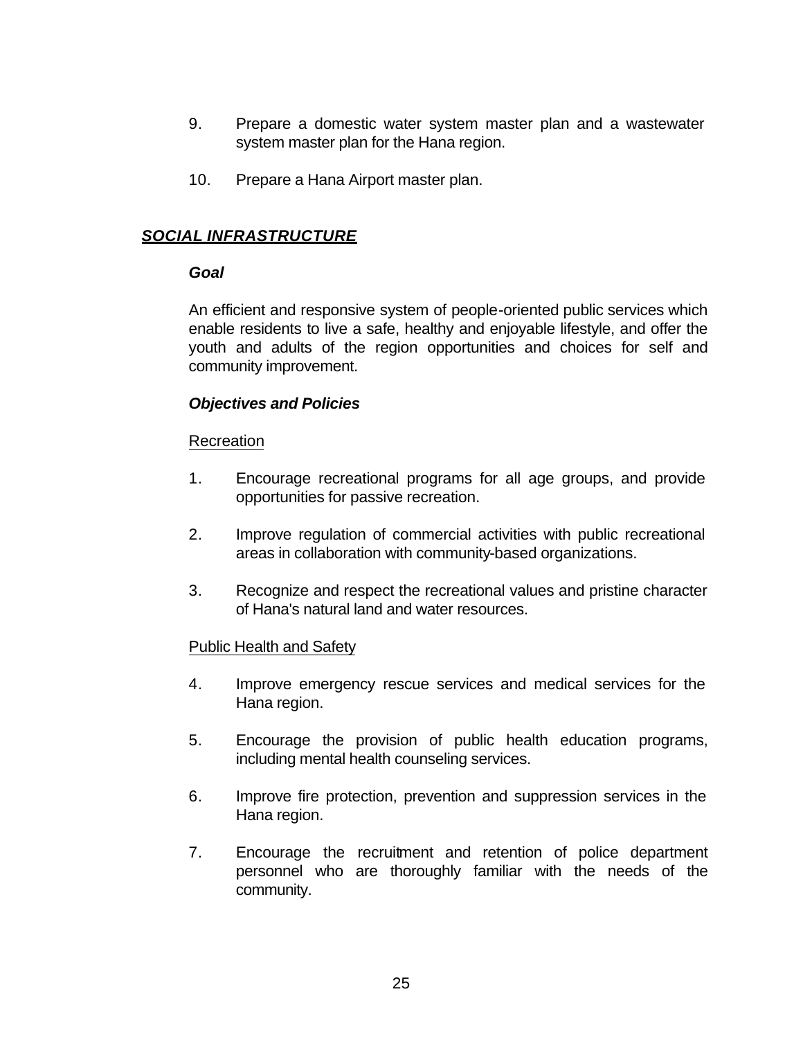9. Prepare a domestic water system master plan and a wastewater system master plan for the Hana region.

10. Prepare a Hana Airport master plan.

## ***SOCIAL INFRASTRUCTURE***

### ***Goal***

An efficient and responsive system of people-oriented public services which enable residents to live a safe, healthy and enjoyable lifestyle, and offer the youth and adults of the region opportunities and choices for self and community improvement.

### ***Objectives and Policies***

<u>Recreation</u>

1. Encourage recreational programs for all age groups, and provide opportunities for passive recreation.

2. Improve regulation of commercial activities with public recreational areas in collaboration with community-based organizations.

3. Recognize and respect the recreational values and pristine character of Hana's natural land and water resources.

<u>Public Health and Safety</u>

4. Improve emergency rescue services and medical services for the Hana region.

5. Encourage the provision of public health education programs, including mental health counseling services.

6. Improve fire protection, prevention and suppression services in the Hana region.

7. Encourage the recruitment and retention of police department personnel who are thoroughly familiar with the needs of the community.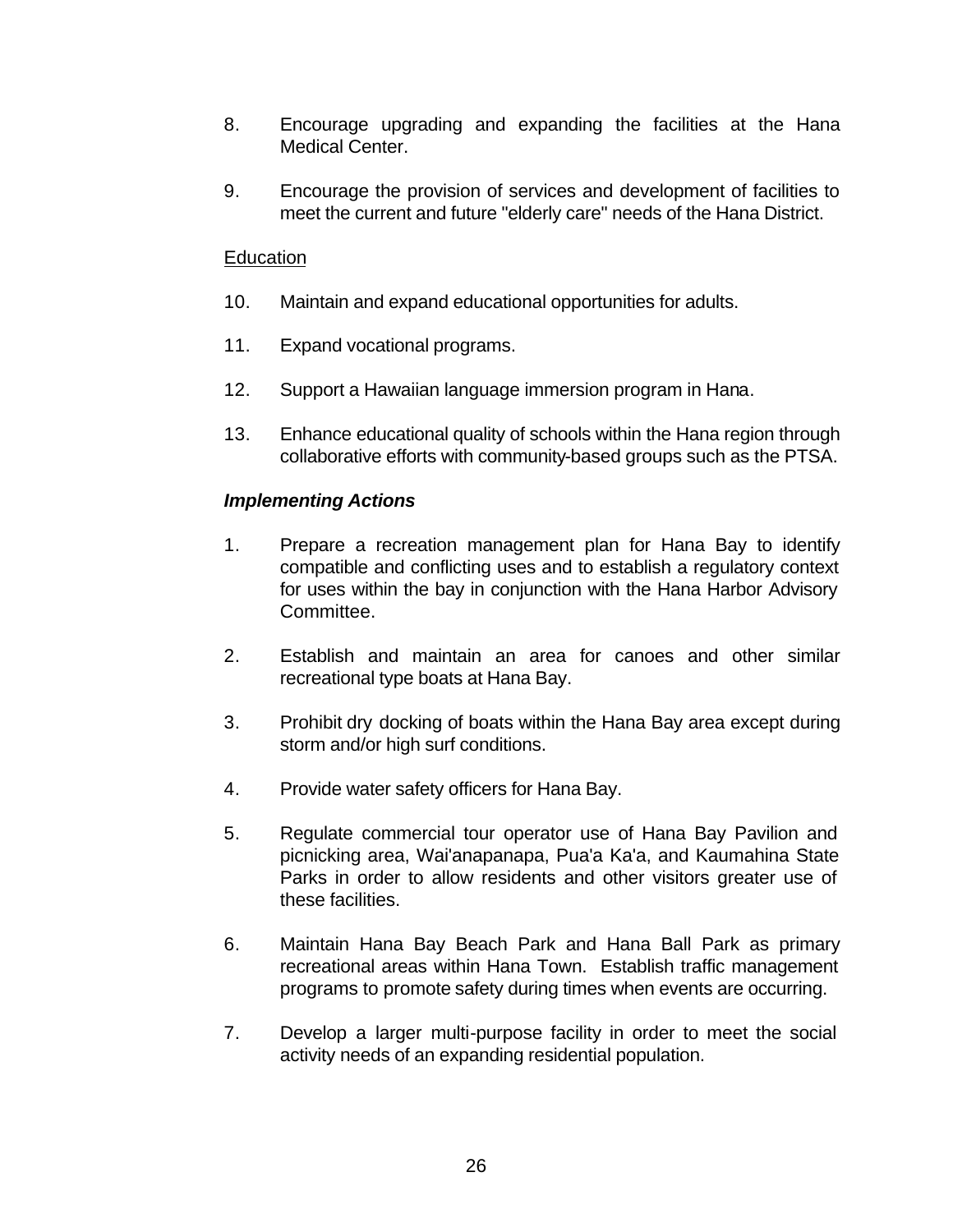8. Encourage upgrading and expanding the facilities at the Hana Medical Center.

9. Encourage the provision of services and development of facilities to meet the current and future "elderly care" needs of the Hana District.

<u>Education</u>

10. Maintain and expand educational opportunities for adults.

11. Expand vocational programs.

12. Support a Hawaiian language immersion program in Hana.

13. Enhance educational quality of schools within the Hana region through collaborative efforts with community-based groups such as the PTSA.

***Implementing Actions***

1. Prepare a recreation management plan for Hana Bay to identify compatible and conflicting uses and to establish a regulatory context for uses within the bay in conjunction with the Hana Harbor Advisory Committee.

2. Establish and maintain an area for canoes and other similar recreational type boats at Hana Bay.

3. Prohibit dry docking of boats within the Hana Bay area except during storm and/or high surf conditions.

4. Provide water safety officers for Hana Bay.

5. Regulate commercial tour operator use of Hana Bay Pavilion and picnicking area, Wai'anapanapa, Pua'a Ka'a, and Kaumahina State Parks in order to allow residents and other visitors greater use of these facilities.

6. Maintain Hana Bay Beach Park and Hana Ball Park as primary recreational areas within Hana Town. Establish traffic management programs to promote safety during times when events are occurring.

7. Develop a larger multi-purpose facility in order to meet the social activity needs of an expanding residential population.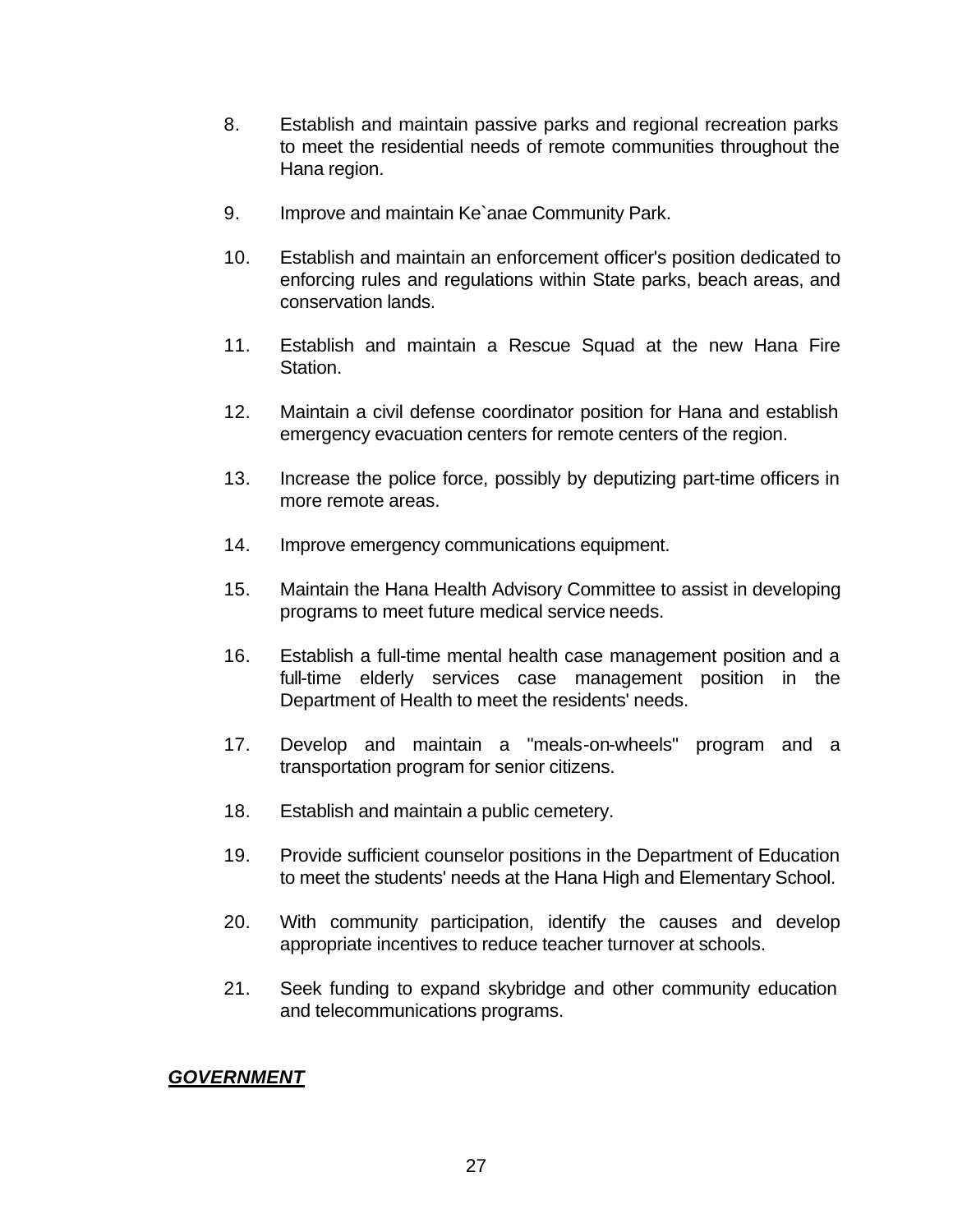8. Establish and maintain passive parks and regional recreation parks to meet the residential needs of remote communities throughout the Hana region.

9. Improve and maintain Ke`anae Community Park.

10. Establish and maintain an enforcement officer's position dedicated to enforcing rules and regulations within State parks, beach areas, and conservation lands.

11. Establish and maintain a Rescue Squad at the new Hana Fire Station.

12. Maintain a civil defense coordinator position for Hana and establish emergency evacuation centers for remote centers of the region.

13. Increase the police force, possibly by deputizing part-time officers in more remote areas.

14. Improve emergency communications equipment.

15. Maintain the Hana Health Advisory Committee to assist in developing programs to meet future medical service needs.

16. Establish a full-time mental health case management position and a full-time elderly services case management position in the Department of Health to meet the residents' needs.

17. Develop and maintain a "meals-on-wheels" program and a transportation program for senior citizens.

18. Establish and maintain a public cemetery.

19. Provide sufficient counselor positions in the Department of Education to meet the students' needs at the Hana High and Elementary School.

20. With community participation, identify the causes and develop appropriate incentives to reduce teacher turnover at schools.

21. Seek funding to expand skybridge and other community education and telecommunications programs.

***GOVERNMENT***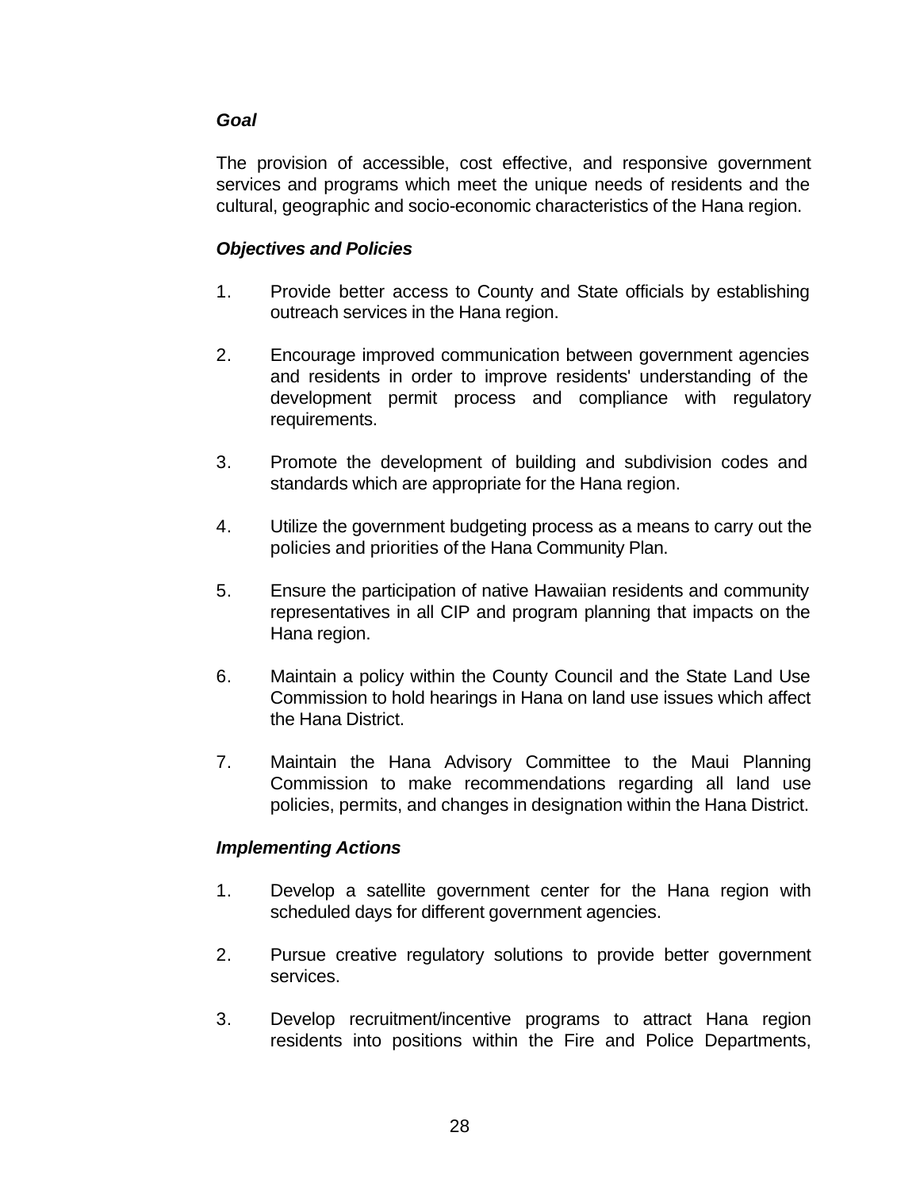***Goal***

The provision of accessible, cost effective, and responsive government services and programs which meet the unique needs of residents and the cultural, geographic and socio-economic characteristics of the Hana region.

***Objectives and Policies***

1. Provide better access to County and State officials by establishing outreach services in the Hana region.

2. Encourage improved communication between government agencies and residents in order to improve residents' understanding of the development permit process and compliance with regulatory requirements.

3. Promote the development of building and subdivision codes and standards which are appropriate for the Hana region.

4. Utilize the government budgeting process as a means to carry out the policies and priorities of the Hana Community Plan.

5. Ensure the participation of native Hawaiian residents and community representatives in all CIP and program planning that impacts on the Hana region.

6. Maintain a policy within the County Council and the State Land Use Commission to hold hearings in Hana on land use issues which affect the Hana District.

7. Maintain the Hana Advisory Committee to the Maui Planning Commission to make recommendations regarding all land use policies, permits, and changes in designation within the Hana District.

***Implementing Actions***

1. Develop a satellite government center for the Hana region with scheduled days for different government agencies.

2. Pursue creative regulatory solutions to provide better government services.

3. Develop recruitment/incentive programs to attract Hana region residents into positions within the Fire and Police Departments,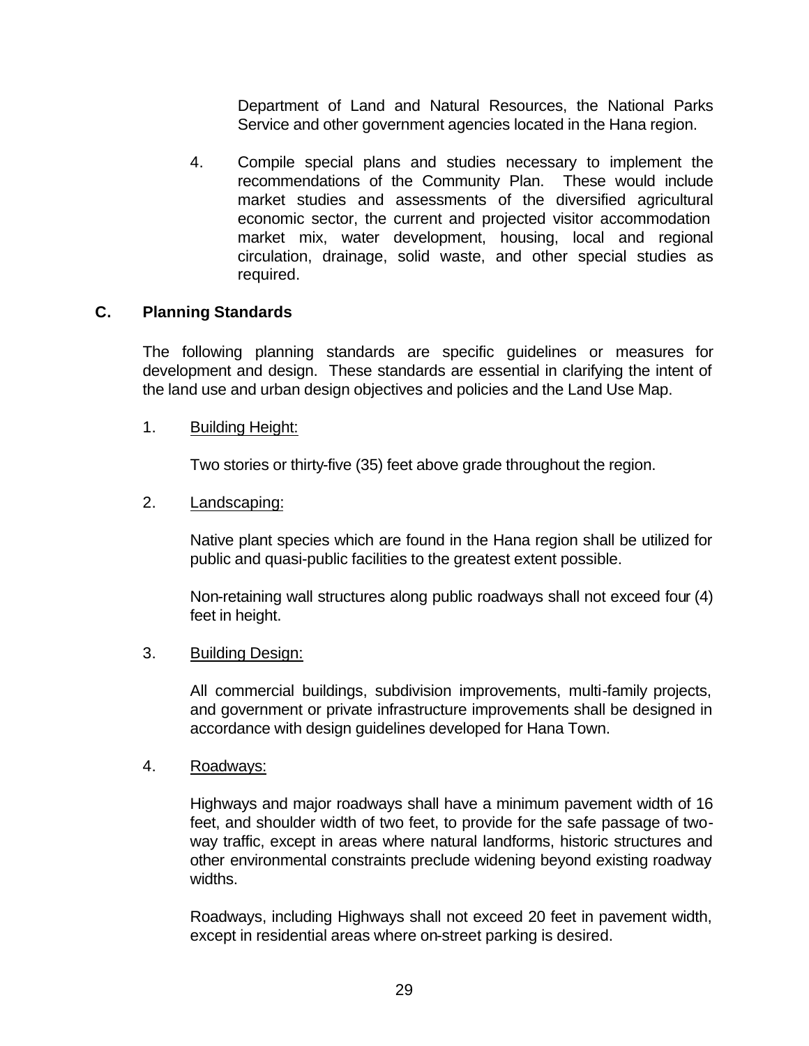Department of Land and Natural Resources, the National Parks Service and other government agencies located in the Hana region.

4. Compile special plans and studies necessary to implement the recommendations of the Community Plan. These would include market studies and assessments of the diversified agricultural economic sector, the current and projected visitor accommodation market mix, water development, housing, local and regional circulation, drainage, solid waste, and other special studies as required.

## C. Planning Standards

The following planning standards are specific guidelines or measures for development and design. These standards are essential in clarifying the intent of the land use and urban design objectives and policies and the Land Use Map.

1. Building Height:

   Two stories or thirty-five (35) feet above grade throughout the region.

2. Landscaping:

   Native plant species which are found in the Hana region shall be utilized for public and quasi-public facilities to the greatest extent possible.

   Non-retaining wall structures along public roadways shall not exceed four (4) feet in height.

3. Building Design:

   All commercial buildings, subdivision improvements, multi-family projects, and government or private infrastructure improvements shall be designed in accordance with design guidelines developed for Hana Town.

4. Roadways:

   Highways and major roadways shall have a minimum pavement width of 16 feet, and shoulder width of two feet, to provide for the safe passage of two-way traffic, except in areas where natural landforms, historic structures and other environmental constraints preclude widening beyond existing roadway widths.

   Roadways, including Highways shall not exceed 20 feet in pavement width, except in residential areas where on-street parking is desired.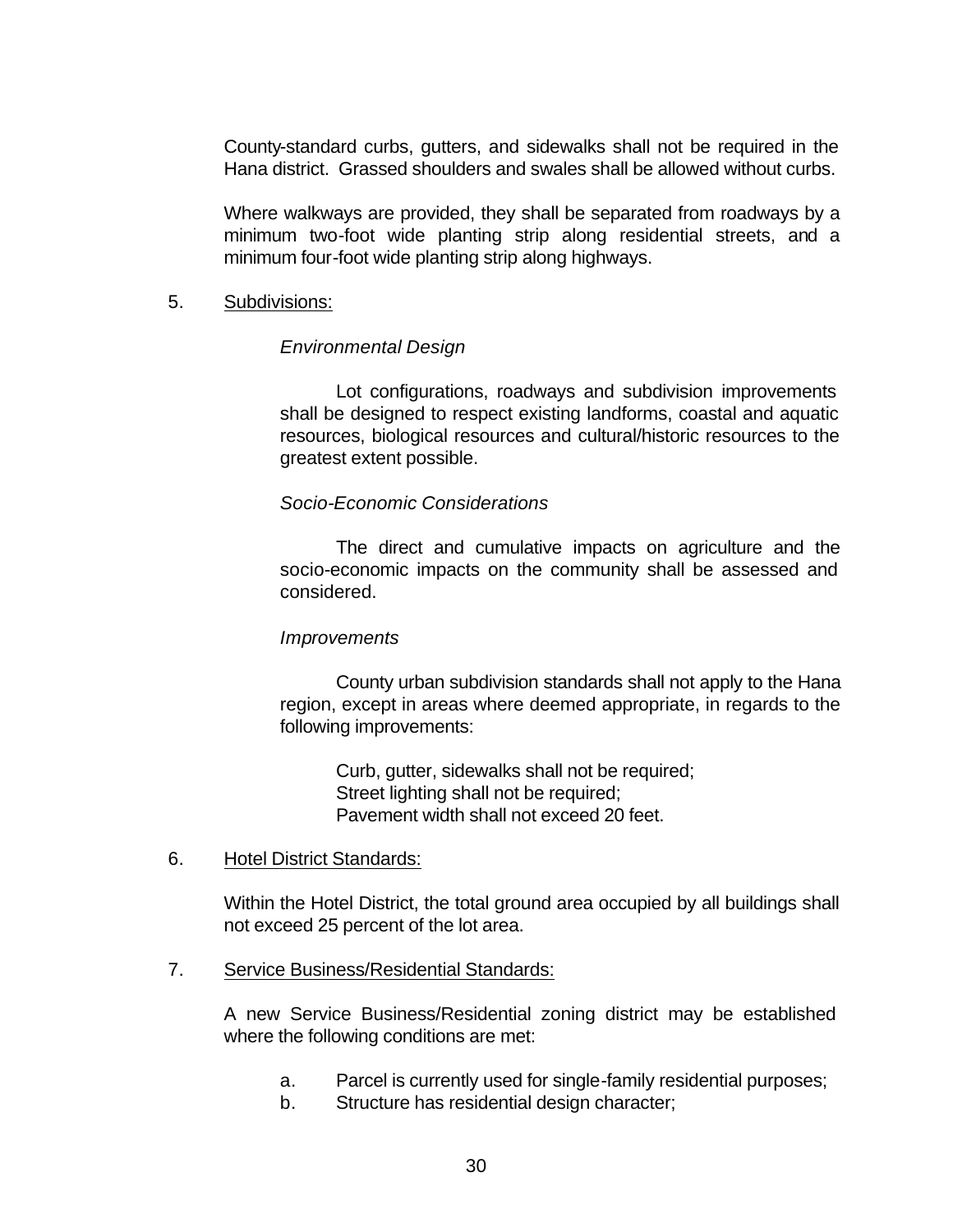County-standard curbs, gutters, and sidewalks shall not be required in the Hana district. Grassed shoulders and swales shall be allowed without curbs.

Where walkways are provided, they shall be separated from roadways by a minimum two-foot wide planting strip along residential streets, and a minimum four-foot wide planting strip along highways.

5. Subdivisions:

*Environmental Design*

Lot configurations, roadways and subdivision improvements shall be designed to respect existing landforms, coastal and aquatic resources, biological resources and cultural/historic resources to the greatest extent possible.

*Socio-Economic Considerations*

The direct and cumulative impacts on agriculture and the socio-economic impacts on the community shall be assessed and considered.

*Improvements*

County urban subdivision standards shall not apply to the Hana region, except in areas where deemed appropriate, in regards to the following improvements:

Curb, gutter, sidewalks shall not be required;
Street lighting shall not be required;
Pavement width shall not exceed 20 feet.

6. Hotel District Standards:

Within the Hotel District, the total ground area occupied by all buildings shall not exceed 25 percent of the lot area.

7. Service Business/Residential Standards:

A new Service Business/Residential zoning district may be established where the following conditions are met:

a. Parcel is currently used for single-family residential purposes;
b. Structure has residential design character;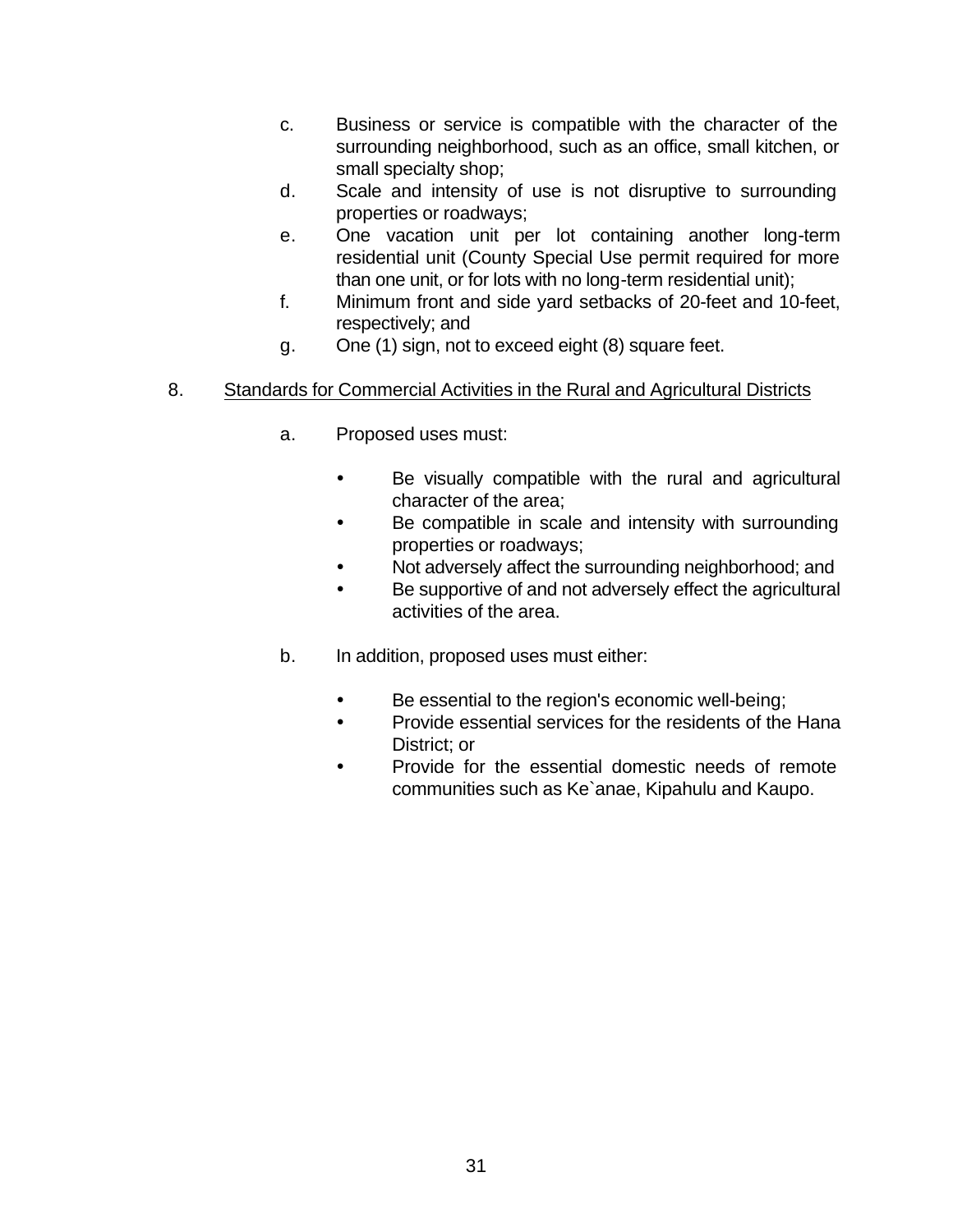c. Business or service is compatible with the character of the surrounding neighborhood, such as an office, small kitchen, or small specialty shop;

d. Scale and intensity of use is not disruptive to surrounding properties or roadways;

e. One vacation unit per lot containing another long-term residential unit (County Special Use permit required for more than one unit, or for lots with no long-term residential unit);

f. Minimum front and side yard setbacks of 20-feet and 10-feet, respectively; and

g. One (1) sign, not to exceed eight (8) square feet.

8. Standards for Commercial Activities in the Rural and Agricultural Districts

a. Proposed uses must:

- Be visually compatible with the rural and agricultural character of the area;
- Be compatible in scale and intensity with surrounding properties or roadways;
- Not adversely affect the surrounding neighborhood; and
- Be supportive of and not adversely effect the agricultural activities of the area.

b. In addition, proposed uses must either:

- Be essential to the region's economic well-being;
- Provide essential services for the residents of the Hana District; or
- Provide for the essential domestic needs of remote communities such as Ke`anae, Kipahulu and Kaupo.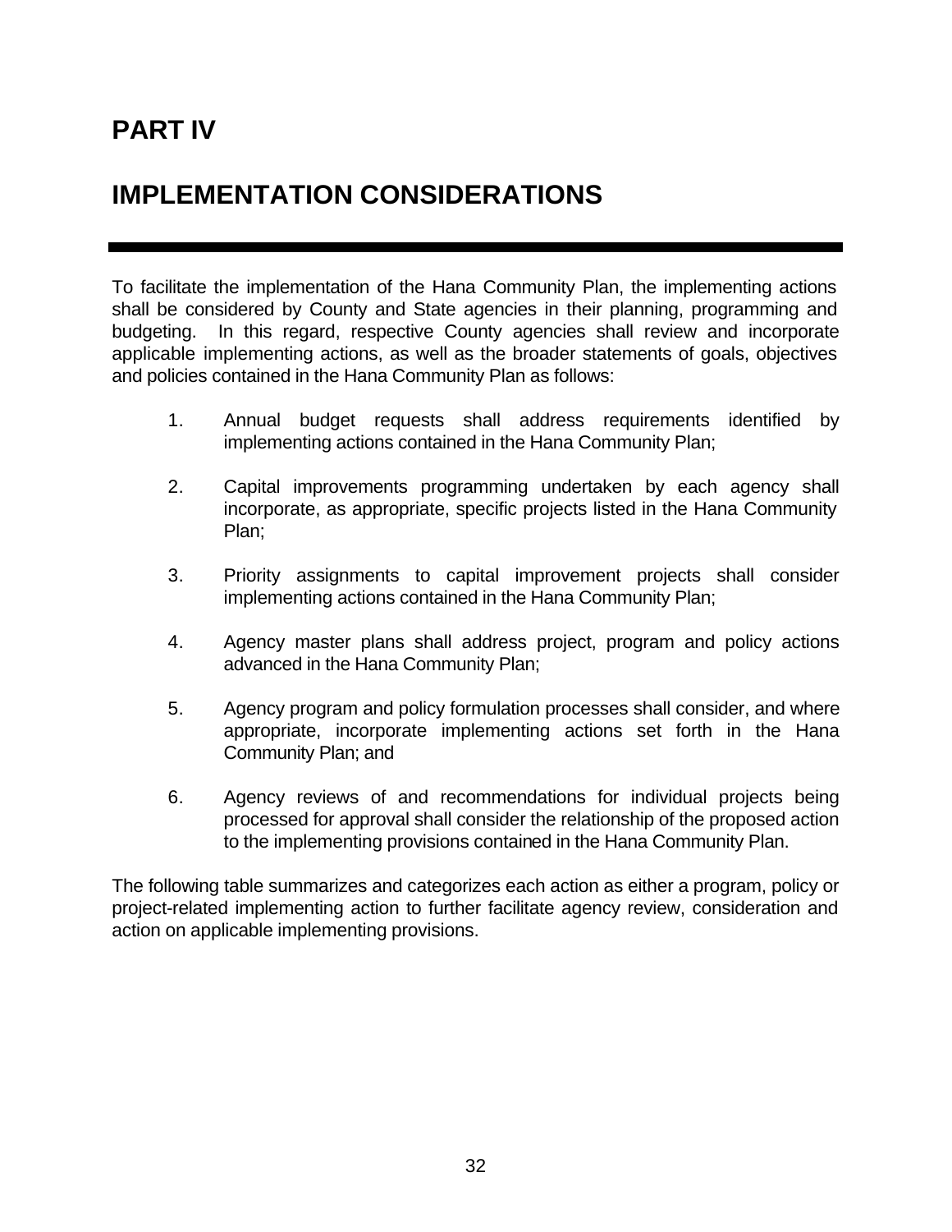# PART IV

# IMPLEMENTATION CONSIDERATIONS

To facilitate the implementation of the Hana Community Plan, the implementing actions shall be considered by County and State agencies in their planning, programming and budgeting. In this regard, respective County agencies shall review and incorporate applicable implementing actions, as well as the broader statements of goals, objectives and policies contained in the Hana Community Plan as follows:

1. Annual budget requests shall address requirements identified by implementing actions contained in the Hana Community Plan;

2. Capital improvements programming undertaken by each agency shall incorporate, as appropriate, specific projects listed in the Hana Community Plan;

3. Priority assignments to capital improvement projects shall consider implementing actions contained in the Hana Community Plan;

4. Agency master plans shall address project, program and policy actions advanced in the Hana Community Plan;

5. Agency program and policy formulation processes shall consider, and where appropriate, incorporate implementing actions set forth in the Hana Community Plan; and

6. Agency reviews of and recommendations for individual projects being processed for approval shall consider the relationship of the proposed action to the implementing provisions contained in the Hana Community Plan.

The following table summarizes and categorizes each action as either a program, policy or project-related implementing action to further facilitate agency review, consideration and action on applicable implementing provisions.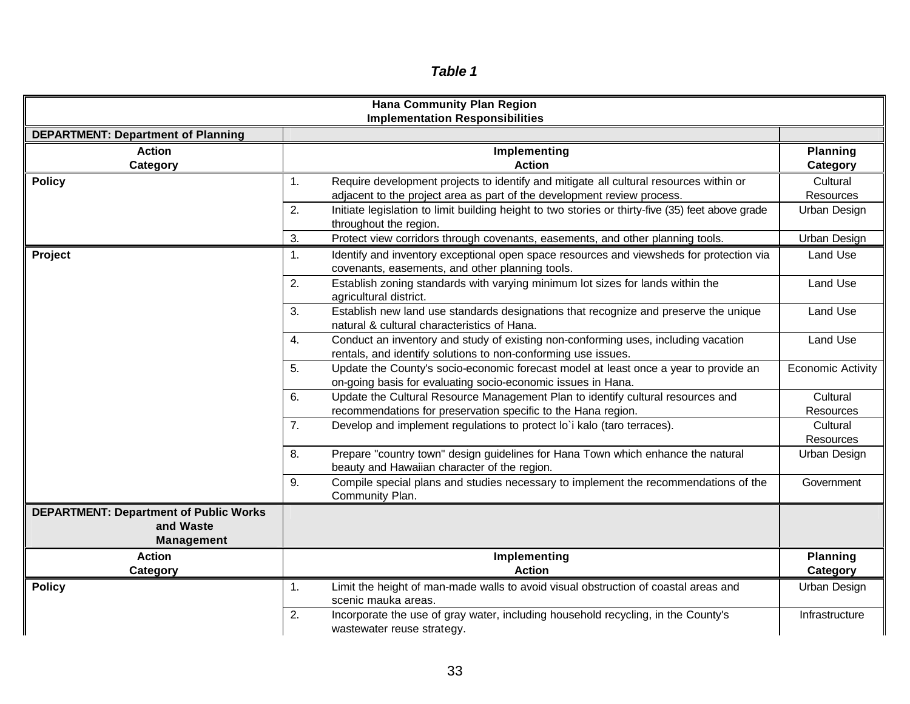*Table 1*

| Hana Community Plan Region<br>Implementation Responsibilities | | |
|---|---|---|
| **DEPARTMENT: Department of Planning** | | |
| **Action Category** | **Implementing Action** | **Planning Category** |
| **Policy** | 1. Require development projects to identify and mitigate all cultural resources within or adjacent to the project area as part of the development review process. | Cultural Resources |
| | 2. Initiate legislation to limit building height to two stories or thirty-five (35) feet above grade throughout the region. | Urban Design |
| | 3. Protect view corridors through covenants, easements, and other planning tools. | Urban Design |
| **Project** | 1. Identify and inventory exceptional open space resources and viewsheds for protection via covenants, easements, and other planning tools. | Land Use |
| | 2. Establish zoning standards with varying minimum lot sizes for lands within the agricultural district. | Land Use |
| | 3. Establish new land use standards designations that recognize and preserve the unique natural & cultural characteristics of Hana. | Land Use |
| | 4. Conduct an inventory and study of existing non-conforming uses, including vacation rentals, and identify solutions to non-conforming use issues. | Land Use |
| | 5. Update the County's socio-economic forecast model at least once a year to provide an on-going basis for evaluating socio-economic issues in Hana. | Economic Activity |
| | 6. Update the Cultural Resource Management Plan to identify cultural resources and recommendations for preservation specific to the Hana region. | Cultural Resources |
| | 7. Develop and implement regulations to protect lo`i kalo (taro terraces). | Cultural Resources |
| | 8. Prepare "country town" design guidelines for Hana Town which enhance the natural beauty and Hawaiian character of the region. | Urban Design |
| | 9. Compile special plans and studies necessary to implement the recommendations of the Community Plan. | Government |
| **DEPARTMENT: Department of Public Works and Waste Management** | | |
| **Action Category** | **Implementing Action** | **Planning Category** |
| **Policy** | 1. Limit the height of man-made walls to avoid visual obstruction of coastal areas and scenic mauka areas. | Urban Design |
| | 2. Incorporate the use of gray water, including household recycling, in the County's wastewater reuse strategy. | Infrastructure |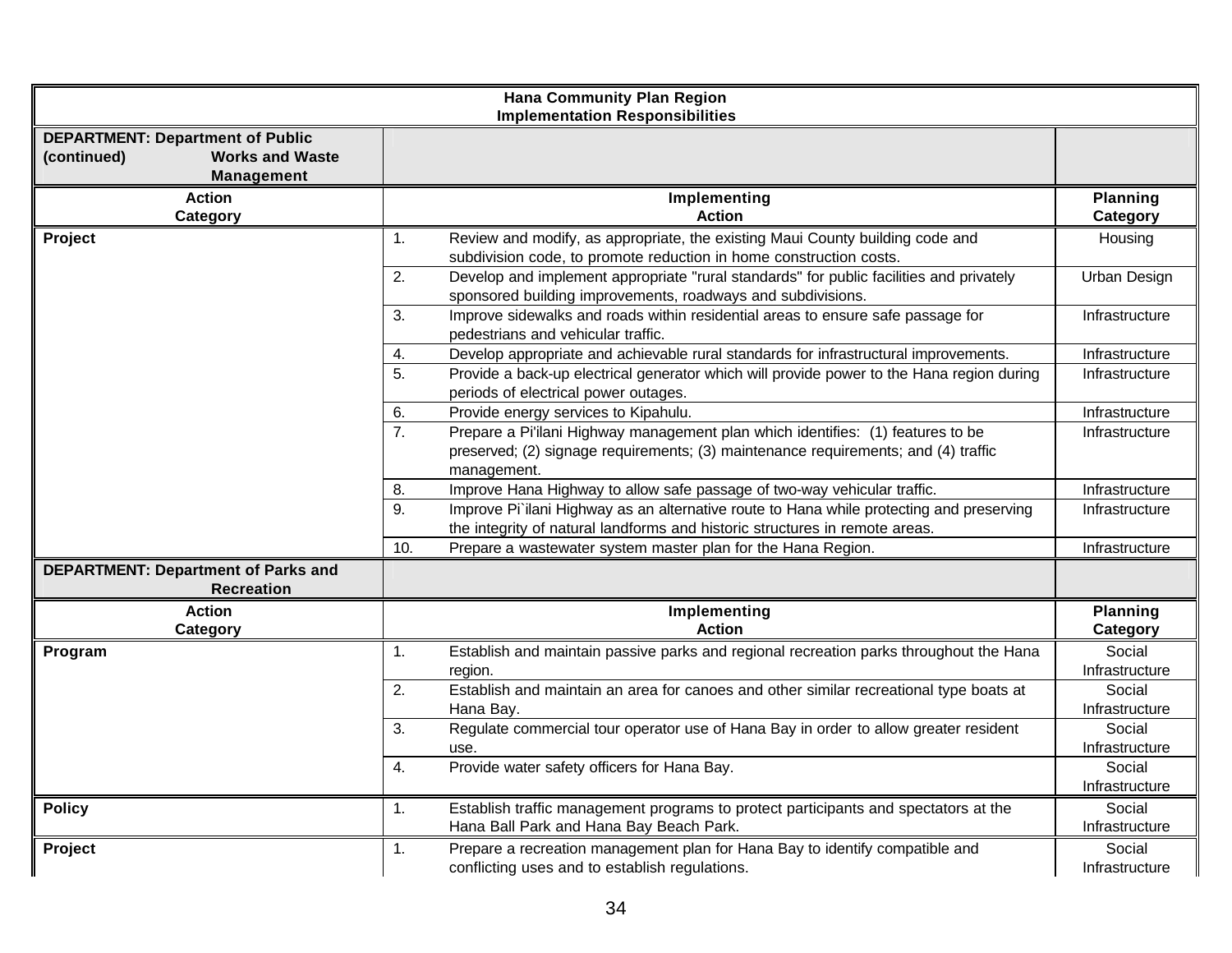**Hana Community Plan Region**
**Implementation Responsibilities**

| **DEPARTMENT: Department of Public Works and Waste Management (continued)** | | |
|---|---|---|
| **Action Category** | **Implementing Action** | **Planning Category** |
| **Project** | 1. Review and modify, as appropriate, the existing Maui County building code and subdivision code, to promote reduction in home construction costs. | Housing |
| | 2. Develop and implement appropriate "rural standards" for public facilities and privately sponsored building improvements, roadways and subdivisions. | Urban Design |
| | 3. Improve sidewalks and roads within residential areas to ensure safe passage for pedestrians and vehicular traffic. | Infrastructure |
| | 4. Develop appropriate and achievable rural standards for infrastructural improvements. | Infrastructure |
| | 5. Provide a back-up electrical generator which will provide power to the Hana region during periods of electrical power outages. | Infrastructure |
| | 6. Provide energy services to Kipahulu. | Infrastructure |
| | 7. Prepare a Pi'ilani Highway management plan which identifies: (1) features to be preserved; (2) signage requirements; (3) maintenance requirements; and (4) traffic management. | Infrastructure |
| | 8. Improve Hana Highway to allow safe passage of two-way vehicular traffic. | Infrastructure |
| | 9. Improve Pi`ilani Highway as an alternative route to Hana while protecting and preserving the integrity of natural landforms and historic structures in remote areas. | Infrastructure |
| | 10. Prepare a wastewater system master plan for the Hana Region. | Infrastructure |
| **DEPARTMENT: Department of Parks and Recreation** | | |
| **Action Category** | **Implementing Action** | **Planning Category** |
| **Program** | 1. Establish and maintain passive parks and regional recreation parks throughout the Hana region. | Social Infrastructure |
| | 2. Establish and maintain an area for canoes and other similar recreational type boats at Hana Bay. | Social Infrastructure |
| | 3. Regulate commercial tour operator use of Hana Bay in order to allow greater resident use. | Social Infrastructure |
| | 4. Provide water safety officers for Hana Bay. | Social Infrastructure |
| **Policy** | 1. Establish traffic management programs to protect participants and spectators at the Hana Ball Park and Hana Bay Beach Park. | Social Infrastructure |
| **Project** | 1. Prepare a recreation management plan for Hana Bay to identify compatible and conflicting uses and to establish regulations. | Social Infrastructure |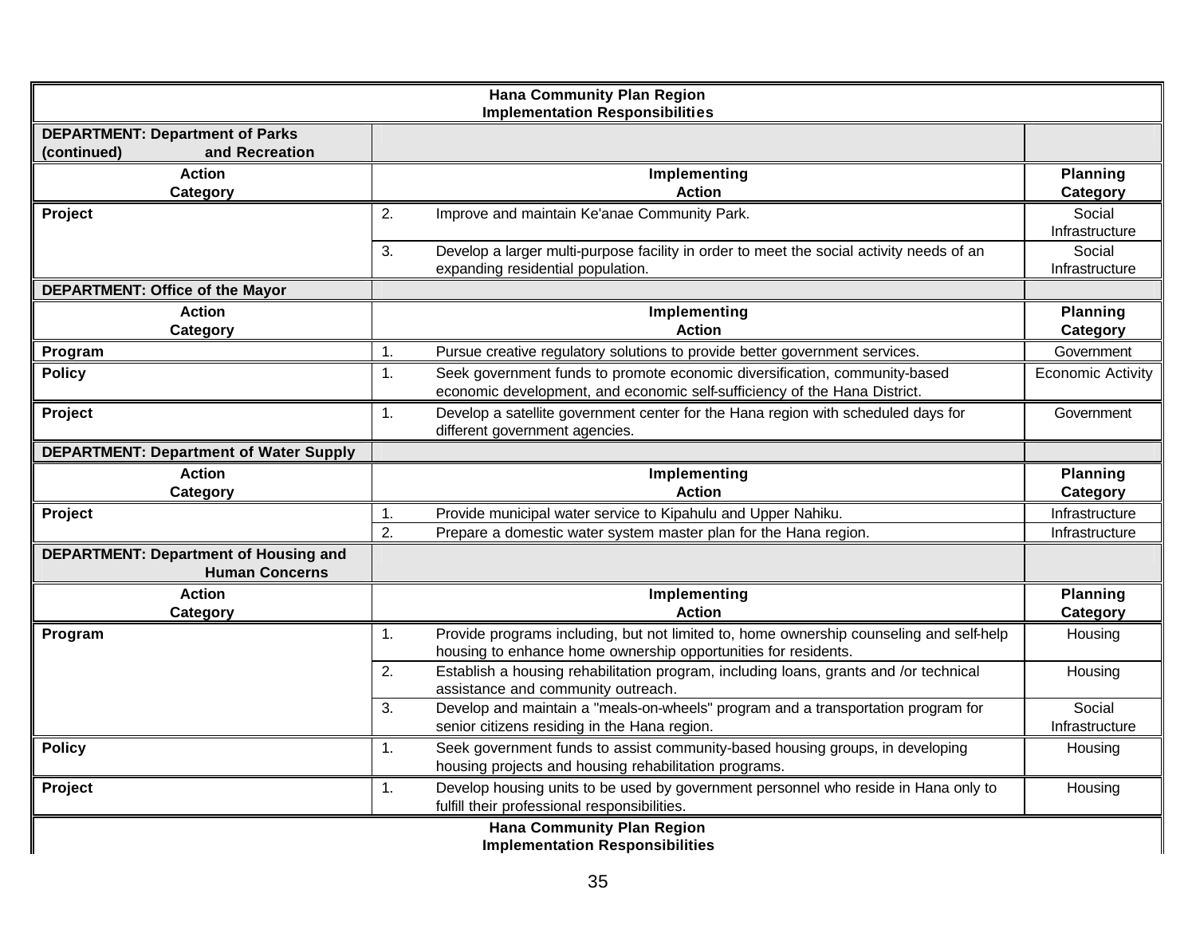**Hana Community Plan Region**
**Implementation Responsibilities**

**DEPARTMENT: Department of Parks and Recreation (continued)**

| Action Category | Implementing Action | Planning Category |
|---|---|---|
| Project | 2. Improve and maintain Ke'anae Community Park. | Social Infrastructure |
| | 3. Develop a larger multi-purpose facility in order to meet the social activity needs of an expanding residential population. | Social Infrastructure |

**DEPARTMENT: Office of the Mayor**

| Action Category | Implementing Action | Planning Category |
|---|---|---|
| Program | 1. Pursue creative regulatory solutions to provide better government services. | Government |
| Policy | 1. Seek government funds to promote economic diversification, community-based economic development, and economic self-sufficiency of the Hana District. | Economic Activity |
| Project | 1. Develop a satellite government center for the Hana region with scheduled days for different government agencies. | Government |

**DEPARTMENT: Department of Water Supply**

| Action Category | Implementing Action | Planning Category |
|---|---|---|
| Project | 1. Provide municipal water service to Kipahulu and Upper Nahiku. | Infrastructure |
| | 2. Prepare a domestic water system master plan for the Hana region. | Infrastructure |

**DEPARTMENT: Department of Housing and Human Concerns**

| Action Category | Implementing Action | Planning Category |
|---|---|---|
| Program | 1. Provide programs including, but not limited to, home ownership counseling and self-help housing to enhance home ownership opportunities for residents. | Housing |
| | 2. Establish a housing rehabilitation program, including loans, grants and /or technical assistance and community outreach. | Housing |
| | 3. Develop and maintain a "meals-on-wheels" program and a transportation program for senior citizens residing in the Hana region. | Social Infrastructure |
| Policy | 1. Seek government funds to assist community-based housing groups, in developing housing projects and housing rehabilitation programs. | Housing |
| Project | 1. Develop housing units to be used by government personnel who reside in Hana only to fulfill their professional responsibilities. | Housing |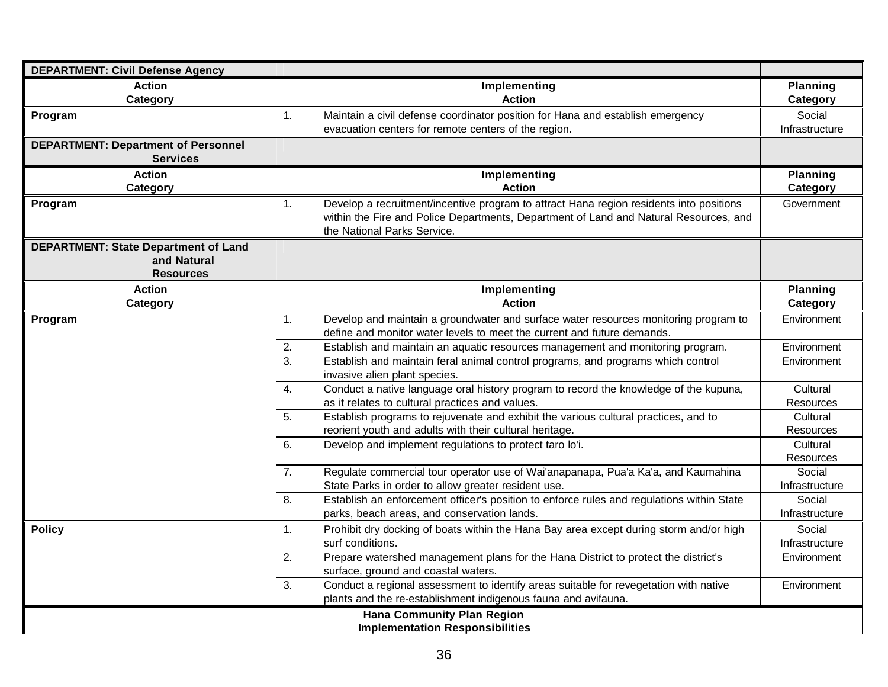| DEPARTMENT: Civil Defense Agency | | |
|---|---|---|
| **Action Category** | **Implementing Action** | **Planning Category** |
| **Program** | 1. Maintain a civil defense coordinator position for Hana and establish emergency evacuation centers for remote centers of the region. | Social Infrastructure |

| DEPARTMENT: Department of Personnel Services | | |
|---|---|---|
| **Action Category** | **Implementing Action** | **Planning Category** |
| **Program** | 1. Develop a recruitment/incentive program to attract Hana region residents into positions within the Fire and Police Departments, Department of Land and Natural Resources, and the National Parks Service. | Government |

| DEPARTMENT: State Department of Land and Natural Resources | | |
|---|---|---|
| **Action Category** | **Implementing Action** | **Planning Category** |
| **Program** | 1. Develop and maintain a groundwater and surface water resources monitoring program to define and monitor water levels to meet the current and future demands. | Environment |
| | 2. Establish and maintain an aquatic resources management and monitoring program. | Environment |
| | 3. Establish and maintain feral animal control programs, and programs which control invasive alien plant species. | Environment |
| | 4. Conduct a native language oral history program to record the knowledge of the kupuna, as it relates to cultural practices and values. | Cultural Resources |
| | 5. Establish programs to rejuvenate and exhibit the various cultural practices, and to reorient youth and adults with their cultural heritage. | Cultural Resources |
| | 6. Develop and implement regulations to protect taro lo'i. | Cultural Resources |
| | 7. Regulate commercial tour operator use of Wai'anapanapa, Pua'a Ka'a, and Kaumahina State Parks in order to allow greater resident use. | Social Infrastructure |
| | 8. Establish an enforcement officer's position to enforce rules and regulations within State parks, beach areas, and conservation lands. | Social Infrastructure |
| **Policy** | 1. Prohibit dry docking of boats within the Hana Bay area except during storm and/or high surf conditions. | Social Infrastructure |
| | 2. Prepare watershed management plans for the Hana District to protect the district's surface, ground and coastal waters. | Environment |
| | 3. Conduct a regional assessment to identify areas suitable for revegetation with native plants and the re-establishment indigenous fauna and avifauna. | Environment |

**Hana Community Plan Region**
**Implementation Responsibilities**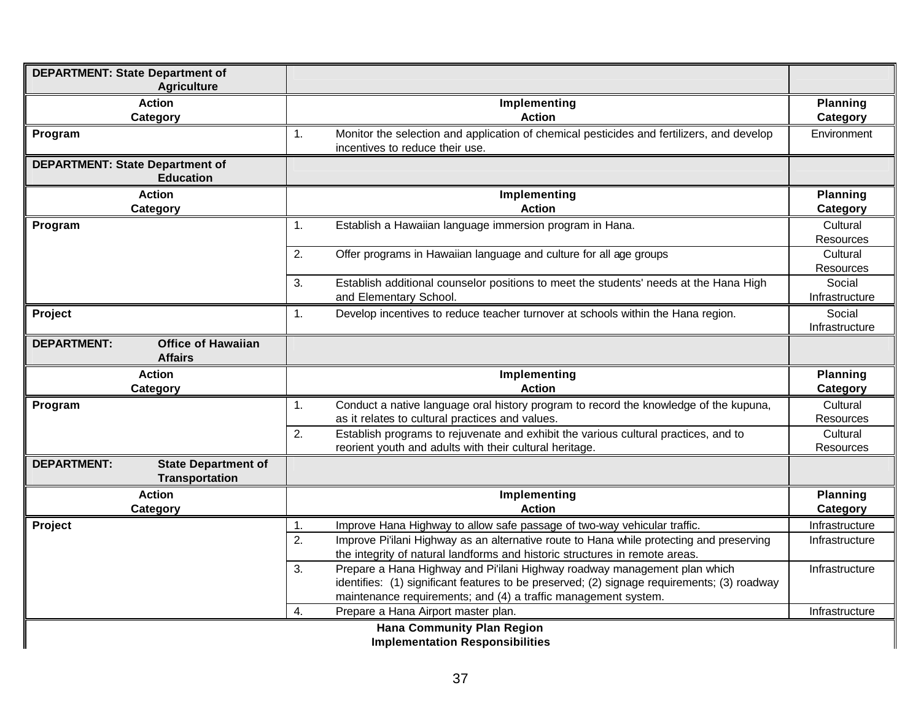| DEPARTMENT: State Department of Agriculture | | |
|---|---|---|
| **Action Category** | **Implementing Action** | **Planning Category** |
| **Program** | 1. Monitor the selection and application of chemical pesticides and fertilizers, and develop incentives to reduce their use. | Environment |

| DEPARTMENT: State Department of Education | | |
|---|---|---|
| **Action Category** | **Implementing Action** | **Planning Category** |
| **Program** | 1. Establish a Hawaiian language immersion program in Hana. | Cultural Resources |
| | 2. Offer programs in Hawaiian language and culture for all age groups | Cultural Resources |
| | 3. Establish additional counselor positions to meet the students' needs at the Hana High and Elementary School. | Social Infrastructure |
| **Project** | 1. Develop incentives to reduce teacher turnover at schools within the Hana region. | Social Infrastructure |

| DEPARTMENT: Office of Hawaiian Affairs | | |
|---|---|---|
| **Action Category** | **Implementing Action** | **Planning Category** |
| **Program** | 1. Conduct a native language oral history program to record the knowledge of the kupuna, as it relates to cultural practices and values. | Cultural Resources |
| | 2. Establish programs to rejuvenate and exhibit the various cultural practices, and to reorient youth and adults with their cultural heritage. | Cultural Resources |

| DEPARTMENT: State Department of Transportation | | |
|---|---|---|
| **Action Category** | **Implementing Action** | **Planning Category** |
| **Project** | 1. Improve Hana Highway to allow safe passage of two-way vehicular traffic. | Infrastructure |
| | 2. Improve Pi'ilani Highway as an alternative route to Hana while protecting and preserving the integrity of natural landforms and historic structures in remote areas. | Infrastructure |
| | 3. Prepare a Hana Highway and Pi'ilani Highway roadway management plan which identifies: (1) significant features to be preserved; (2) signage requirements; (3) roadway maintenance requirements; and (4) a traffic management system. | Infrastructure |
| | 4. Prepare a Hana Airport master plan. | Infrastructure |

**Hana Community Plan Region**
**Implementation Responsibilities**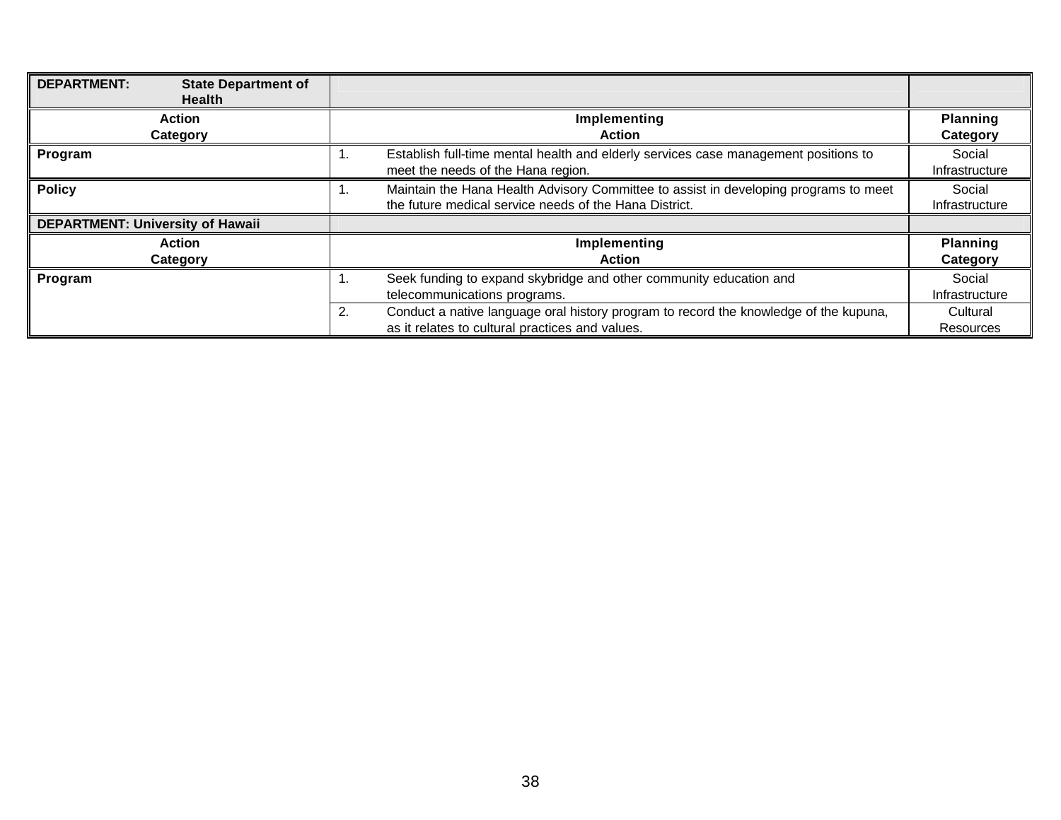| DEPARTMENT: State Department of Health | | |
|---|---|---|
| **Action Category** | **Implementing Action** | **Planning Category** |
| **Program** | 1. Establish full-time mental health and elderly services case management positions to meet the needs of the Hana region. | Social Infrastructure |
| **Policy** | 1. Maintain the Hana Health Advisory Committee to assist in developing programs to meet the future medical service needs of the Hana District. | Social Infrastructure |

| DEPARTMENT: University of Hawaii | | |
|---|---|---|
| **Action Category** | **Implementing Action** | **Planning Category** |
| **Program** | 1. Seek funding to expand skybridge and other community education and telecommunications programs. | Social Infrastructure |
| | 2. Conduct a native language oral history program to record the knowledge of the kupuna, as it relates to cultural practices and values. | Cultural Resources |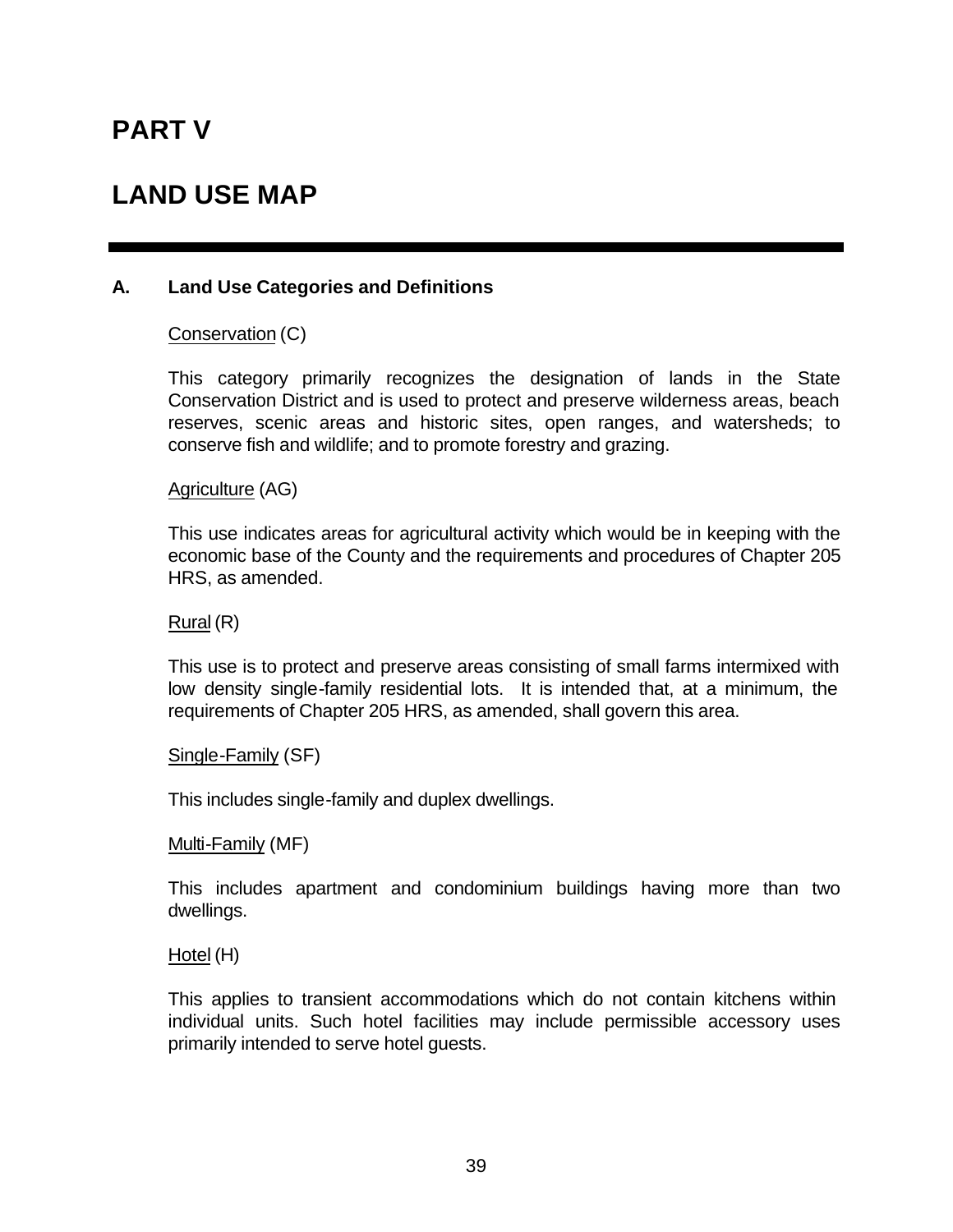# PART V

# LAND USE MAP

## A. Land Use Categories and Definitions

Conservation (C)

This category primarily recognizes the designation of lands in the State Conservation District and is used to protect and preserve wilderness areas, beach reserves, scenic areas and historic sites, open ranges, and watersheds; to conserve fish and wildlife; and to promote forestry and grazing.

Agriculture (AG)

This use indicates areas for agricultural activity which would be in keeping with the economic base of the County and the requirements and procedures of Chapter 205 HRS, as amended.

Rural (R)

This use is to protect and preserve areas consisting of small farms intermixed with low density single-family residential lots. It is intended that, at a minimum, the requirements of Chapter 205 HRS, as amended, shall govern this area.

Single-Family (SF)

This includes single-family and duplex dwellings.

Multi-Family (MF)

This includes apartment and condominium buildings having more than two dwellings.

Hotel (H)

This applies to transient accommodations which do not contain kitchens within individual units. Such hotel facilities may include permissible accessory uses primarily intended to serve hotel guests.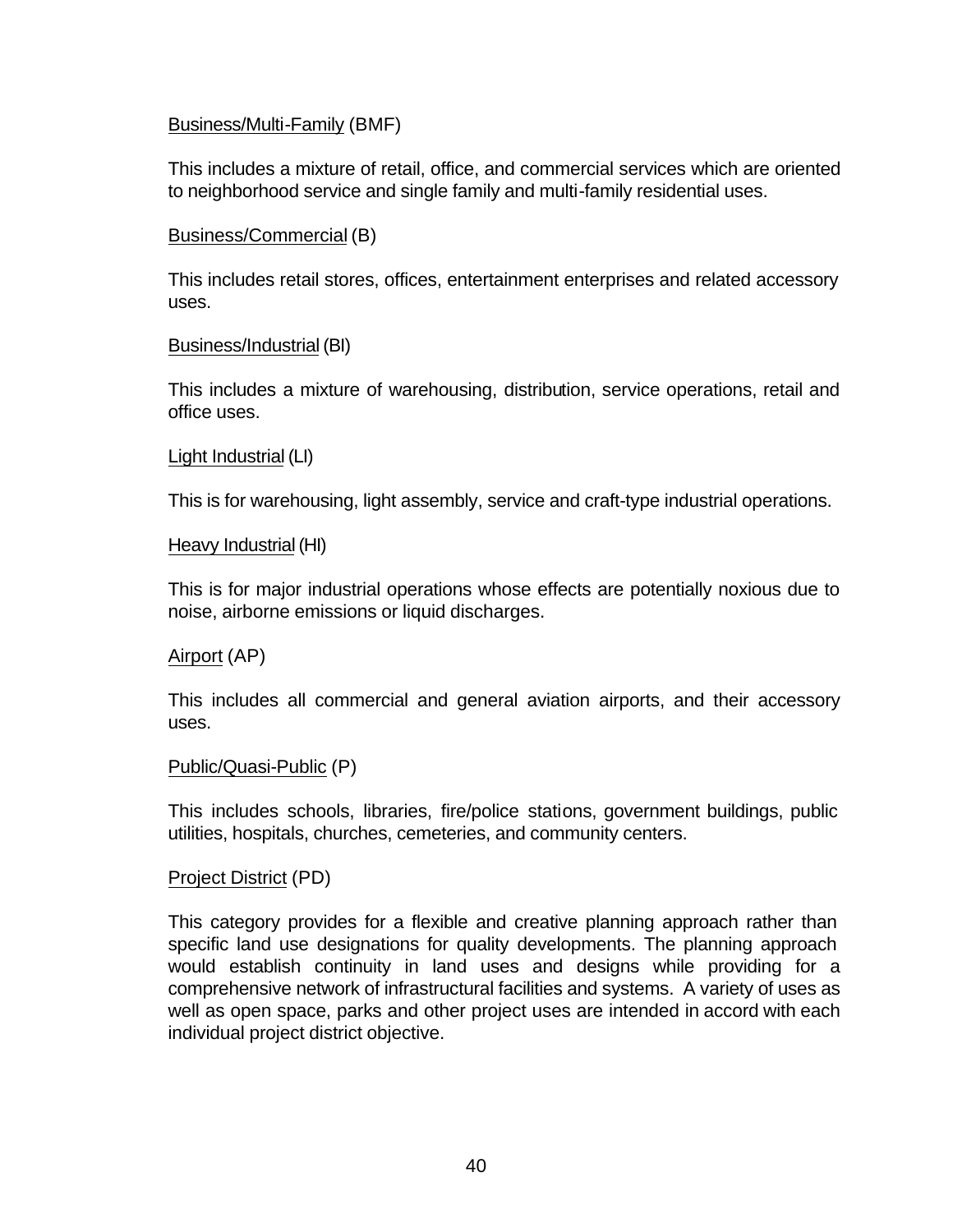Business/Multi-Family (BMF)

This includes a mixture of retail, office, and commercial services which are oriented to neighborhood service and single family and multi-family residential uses.

Business/Commercial (B)

This includes retail stores, offices, entertainment enterprises and related accessory uses.

Business/Industrial (BI)

This includes a mixture of warehousing, distribution, service operations, retail and office uses.

Light Industrial (LI)

This is for warehousing, light assembly, service and craft-type industrial operations.

Heavy Industrial (HI)

This is for major industrial operations whose effects are potentially noxious due to noise, airborne emissions or liquid discharges.

Airport (AP)

This includes all commercial and general aviation airports, and their accessory uses.

Public/Quasi-Public (P)

This includes schools, libraries, fire/police stations, government buildings, public utilities, hospitals, churches, cemeteries, and community centers.

Project District (PD)

This category provides for a flexible and creative planning approach rather than specific land use designations for quality developments. The planning approach would establish continuity in land uses and designs while providing for a comprehensive network of infrastructural facilities and systems. A variety of uses as well as open space, parks and other project uses are intended in accord with each individual project district objective.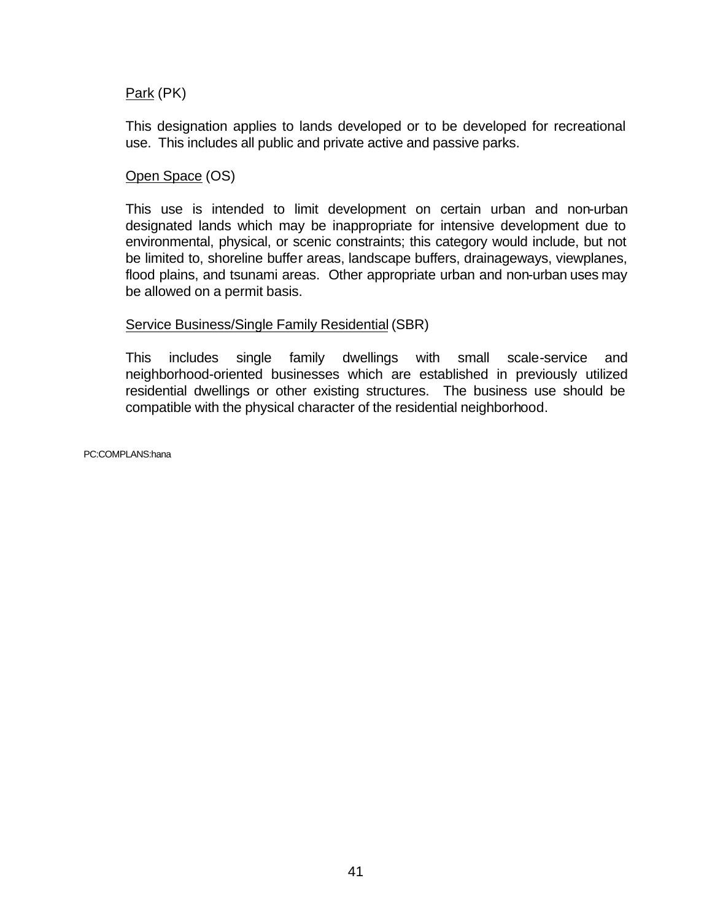<u>Park</u> (PK)

This designation applies to lands developed or to be developed for recreational use. This includes all public and private active and passive parks.

<u>Open Space</u> (OS)

This use is intended to limit development on certain urban and non-urban designated lands which may be inappropriate for intensive development due to environmental, physical, or scenic constraints; this category would include, but not be limited to, shoreline buffer areas, landscape buffers, drainageways, viewplanes, flood plains, and tsunami areas. Other appropriate urban and non-urban uses may be allowed on a permit basis.

<u>Service Business/Single Family Residential</u> (SBR)

This includes single family dwellings with small scale-service and neighborhood-oriented businesses which are established in previously utilized residential dwellings or other existing structures. The business use should be compatible with the physical character of the residential neighborhood.

PC:COMPLANS:hana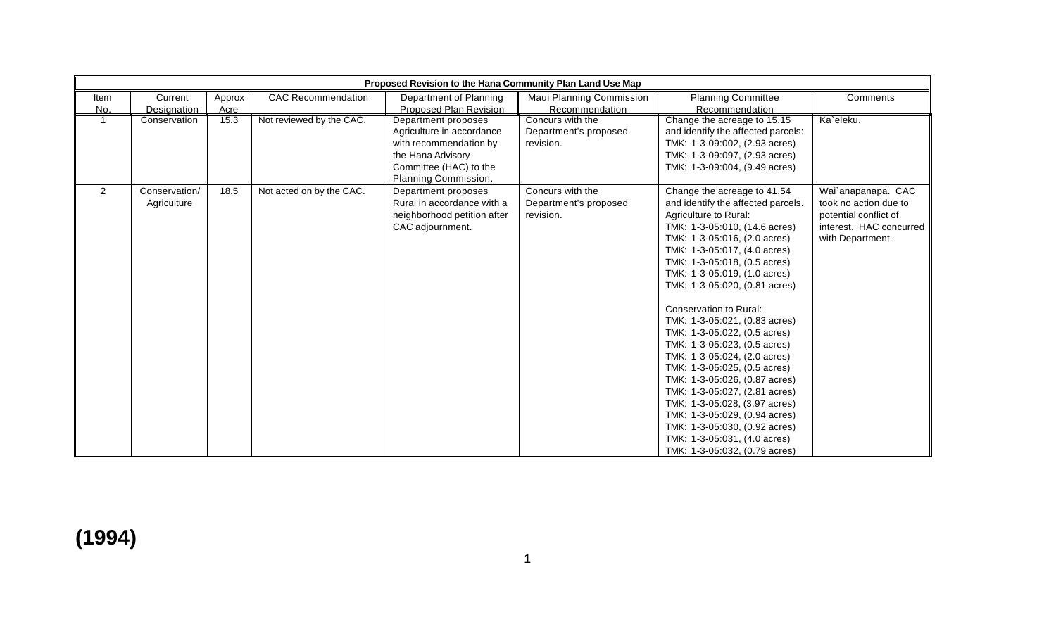| Proposed Revision to the Hana Community Plan Land Use Map | | | | | | | |
|---|---|---|---|---|---|---|---|
| Item No. | Current Designation | Approx Acre | CAC Recommendation | Department of Planning Proposed Plan Revision | Maui Planning Commission Recommendation | Planning Committee Recommendation | Comments |
| 1 | Conservation | 15.3 | Not reviewed by the CAC. | Department proposes Agriculture in accordance with recommendation by the Hana Advisory Committee (HAC) to the Planning Commission. | Concurs with the Department's proposed revision. | Change the acreage to 15.15 and identify the affected parcels: TMK: 1-3-09:002, (2.93 acres) TMK: 1-3-09:097, (2.93 acres) TMK: 1-3-09:004, (9.49 acres) | Ka`eleku. |
| 2 | Conservation/ Agriculture | 18.5 | Not acted on by the CAC. | Department proposes Rural in accordance with a neighborhood petition after CAC adjournment. | Concurs with the Department's proposed revision. | Change the acreage to 41.54 and identify the affected parcels. Agriculture to Rural: TMK: 1-3-05:010, (14.6 acres) TMK: 1-3-05:016, (2.0 acres) TMK: 1-3-05:017, (4.0 acres) TMK: 1-3-05:018, (0.5 acres) TMK: 1-3-05:019, (1.0 acres) TMK: 1-3-05:020, (0.81 acres)<br><br>Conservation to Rural: TMK: 1-3-05:021, (0.83 acres) TMK: 1-3-05:022, (0.5 acres) TMK: 1-3-05:023, (0.5 acres) TMK: 1-3-05:024, (2.0 acres) TMK: 1-3-05:025, (0.5 acres) TMK: 1-3-05:026, (0.87 acres) TMK: 1-3-05:027, (2.81 acres) TMK: 1-3-05:028, (3.97 acres) TMK: 1-3-05:029, (0.94 acres) TMK: 1-3-05:030, (0.92 acres) TMK: 1-3-05:031, (4.0 acres) TMK: 1-3-05:032, (0.79 acres) | Wai`anapanapa. CAC took no action due to potential conflict of interest. HAC concurred with Department. |

**(1994)**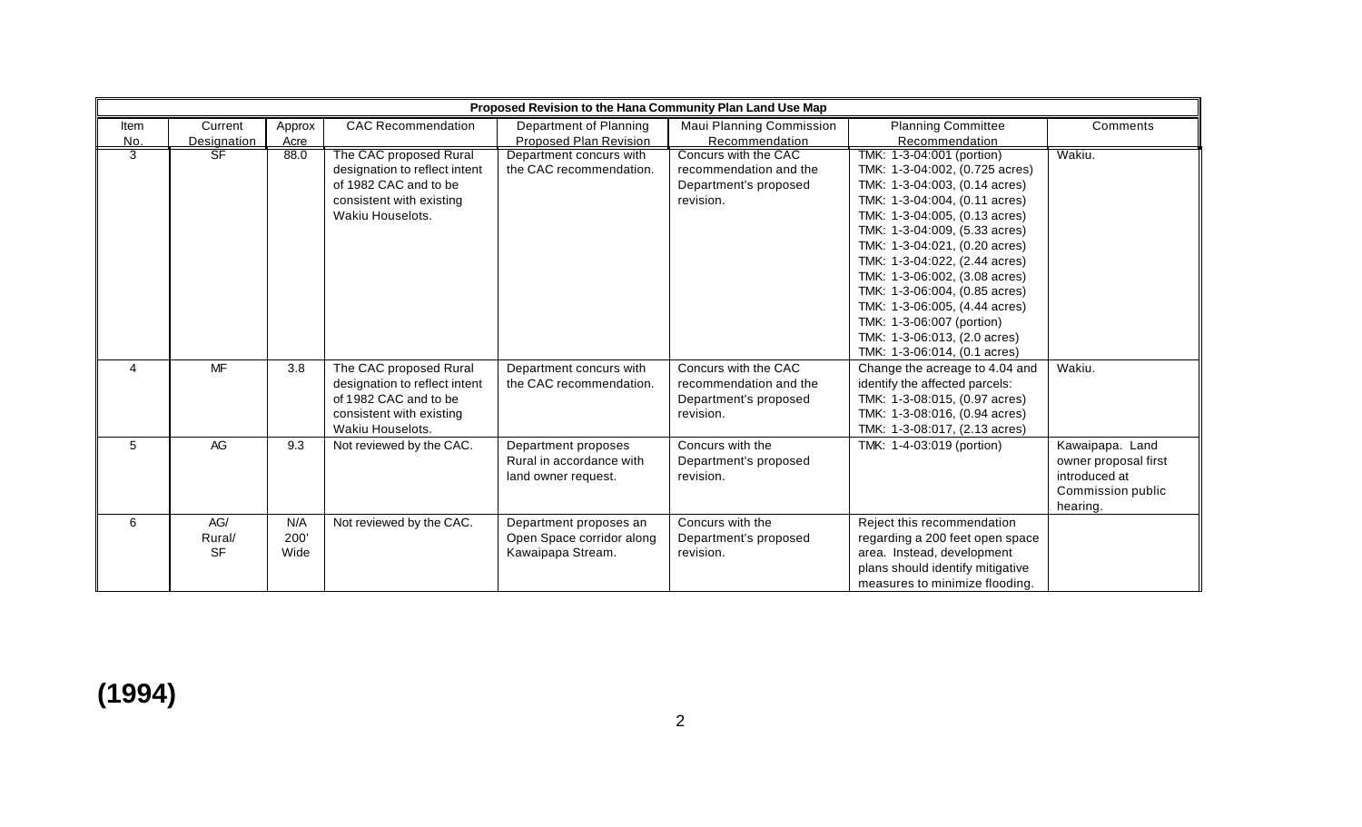| Proposed Revision to the Hana Community Plan Land Use Map | | | | | | | |
|---|---|---|---|---|---|---|---|
| Item No. | Current Designation | Approx Acre | CAC Recommendation | Department of Planning Proposed Plan Revision | Maui Planning Commission Recommendation | Planning Committee Recommendation | Comments |
| 3 | SF | 88.0 | The CAC proposed Rural designation to reflect intent of 1982 CAC and to be consistent with existing Wakiu Houselots. | Department concurs with the CAC recommendation. | Concurs with the CAC recommendation and the Department's proposed revision. | TMK: 1-3-04:001 (portion) TMK: 1-3-04:002, (0.725 acres) TMK: 1-3-04:003, (0.14 acres) TMK: 1-3-04:004, (0.11 acres) TMK: 1-3-04:005, (0.13 acres) TMK: 1-3-04:009, (5.33 acres) TMK: 1-3-04:021, (0.20 acres) TMK: 1-3-04:022, (2.44 acres) TMK: 1-3-06:002, (3.08 acres) TMK: 1-3-06:004, (0.85 acres) TMK: 1-3-06:005, (4.44 acres) TMK: 1-3-06:007 (portion) TMK: 1-3-06:013, (2.0 acres) TMK: 1-3-06:014, (0.1 acres) | Wakiu. |
| 4 | MF | 3.8 | The CAC proposed Rural designation to reflect intent of 1982 CAC and to be consistent with existing Wakiu Houselots. | Department concurs with the CAC recommendation. | Concurs with the CAC recommendation and the Department's proposed revision. | Change the acreage to 4.04 and identify the affected parcels: TMK: 1-3-08:015, (0.97 acres) TMK: 1-3-08:016, (0.94 acres) TMK: 1-3-08:017, (2.13 acres) | Wakiu. |
| 5 | AG | 9.3 | Not reviewed by the CAC. | Department proposes Rural in accordance with land owner request. | Concurs with the Department's proposed revision. | TMK: 1-4-03:019 (portion) | Kawaipapa. Land owner proposal first introduced at Commission public hearing. |
| 6 | AG/ Rural/ SF | N/A 200' Wide | Not reviewed by the CAC. | Department proposes an Open Space corridor along Kawaipapa Stream. | Concurs with the Department's proposed revision. | Reject this recommendation regarding a 200 feet open space area. Instead, development plans should identify mitigative measures to minimize flooding. | |

**(1994)**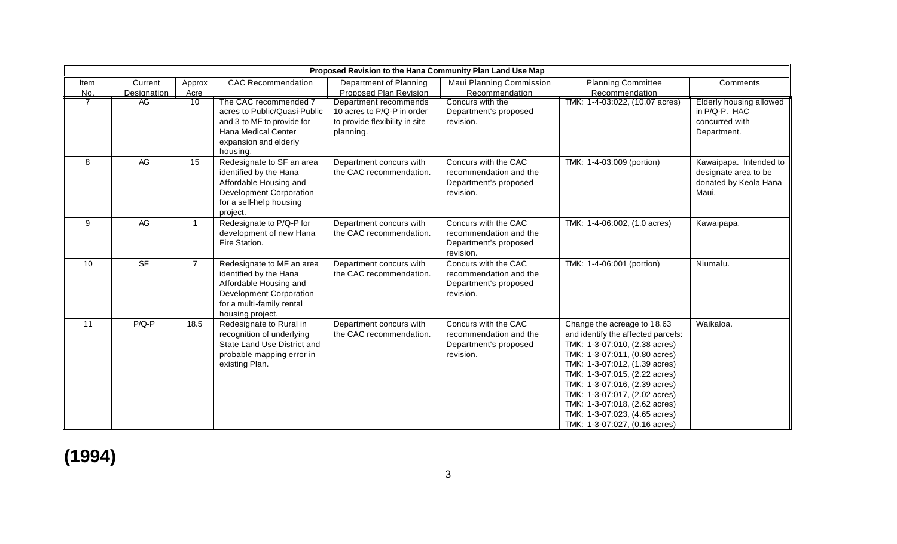| Proposed Revision to the Hana Community Plan Land Use Map | | | | | | | |
|---|---|---|---|---|---|---|---|
| Item No. | Current Designation | Approx Acre | CAC Recommendation | Department of Planning Proposed Plan Revision | Maui Planning Commission Recommendation | Planning Committee Recommendation | Comments |
| 7 | AG | 10 | The CAC recommended 7 acres to Public/Quasi-Public and 3 to MF to provide for Hana Medical Center expansion and elderly housing. | Department recommends 10 acres to P/Q-P in order to provide flexibility in site planning. | Concurs with the Department's proposed revision. | TMK: 1-4-03:022, (10.07 acres) | Elderly housing allowed in P/Q-P. HAC concurred with Department. |
| 8 | AG | 15 | Redesignate to SF an area identified by the Hana Affordable Housing and Development Corporation for a self-help housing project. | Department concurs with the CAC recommendation. | Concurs with the CAC recommendation and the Department's proposed revision. | TMK: 1-4-03:009 (portion) | Kawaipapa. Intended to designate area to be donated by Keola Hana Maui. |
| 9 | AG | 1 | Redesignate to P/Q-P for development of new Hana Fire Station. | Department concurs with the CAC recommendation. | Concurs with the CAC recommendation and the Department's proposed revision. | TMK: 1-4-06:002, (1.0 acres) | Kawaipapa. |
| 10 | SF | 7 | Redesignate to MF an area identified by the Hana Affordable Housing and Development Corporation for a multi-family rental housing project. | Department concurs with the CAC recommendation. | Concurs with the CAC recommendation and the Department's proposed revision. | TMK: 1-4-06:001 (portion) | Niumalu. |
| 11 | P/Q-P | 18.5 | Redesignate to Rural in recognition of underlying State Land Use District and probable mapping error in existing Plan. | Department concurs with the CAC recommendation. | Concurs with the CAC recommendation and the Department's proposed revision. | Change the acreage to 18.63 and identify the affected parcels: TMK: 1-3-07:010, (2.38 acres) TMK: 1-3-07:011, (0.80 acres) TMK: 1-3-07:012, (1.39 acres) TMK: 1-3-07:015, (2.22 acres) TMK: 1-3-07:016, (2.39 acres) TMK: 1-3-07:017, (2.02 acres) TMK: 1-3-07:018, (2.62 acres) TMK: 1-3-07:023, (4.65 acres) TMK: 1-3-07:027, (0.16 acres) | Waikaloa. |

**(1994)**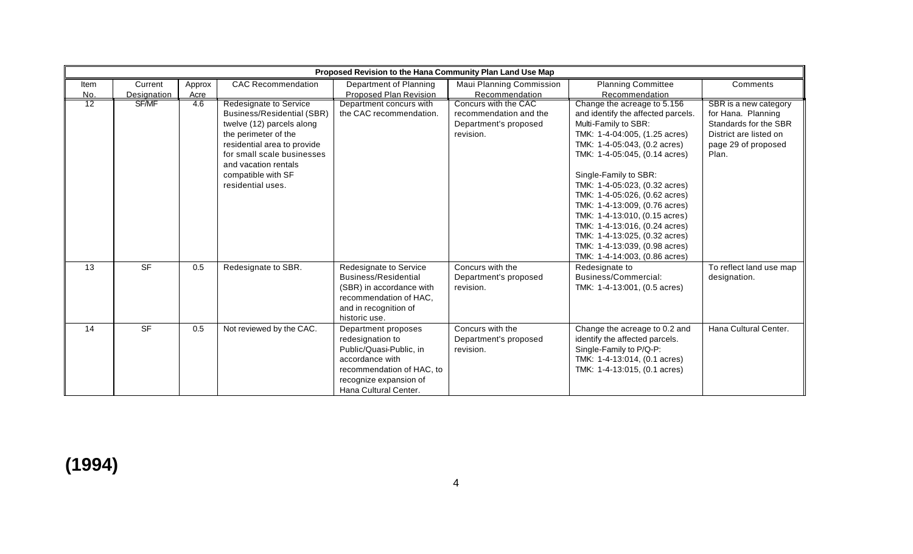| Proposed Revision to the Hana Community Plan Land Use Map | | | | | | | |
|---|---|---|---|---|---|---|---|
| Item No. | Current Designation | Approx Acre | CAC Recommendation | Department of Planning Proposed Plan Revision | Maui Planning Commission Recommendation | Planning Committee Recommendation | Comments |
| 12 | SF/MF | 4.6 | Redesignate to Service Business/Residential (SBR) twelve (12) parcels along the perimeter of the residential area to provide for small scale businesses and vacation rentals compatible with SF residential uses. | Department concurs with the CAC recommendation. | Concurs with the CAC recommendation and the Department's proposed revision. | Change the acreage to 5.156 and identify the affected parcels. Multi-Family to SBR: TMK: 1-4-04:005, (1.25 acres) TMK: 1-4-05:043, (0.2 acres) TMK: 1-4-05:045, (0.14 acres) Single-Family to SBR: TMK: 1-4-05:023, (0.32 acres) TMK: 1-4-05:026, (0.62 acres) TMK: 1-4-13:009, (0.76 acres) TMK: 1-4-13:010, (0.15 acres) TMK: 1-4-13:016, (0.24 acres) TMK: 1-4-13:025, (0.32 acres) TMK: 1-4-13:039, (0.98 acres) TMK: 1-4-14:003, (0.86 acres) | SBR is a new category for Hana. Planning Standards for the SBR District are listed on page 29 of proposed Plan. |
| 13 | SF | 0.5 | Redesignate to SBR. | Redesignate to Service Business/Residential (SBR) in accordance with recommendation of HAC, and in recognition of historic use. | Concurs with the Department's proposed revision. | Redesignate to Business/Commercial: TMK: 1-4-13:001, (0.5 acres) | To reflect land use map designation. |
| 14 | SF | 0.5 | Not reviewed by the CAC. | Department proposes redesignation to Public/Quasi-Public, in accordance with recommendation of HAC, to recognize expansion of Hana Cultural Center. | Concurs with the Department's proposed revision. | Change the acreage to 0.2 and identify the affected parcels. Single-Family to P/Q-P: TMK: 1-4-13:014, (0.1 acres) TMK: 1-4-13:015, (0.1 acres) | Hana Cultural Center. |

**(1994)**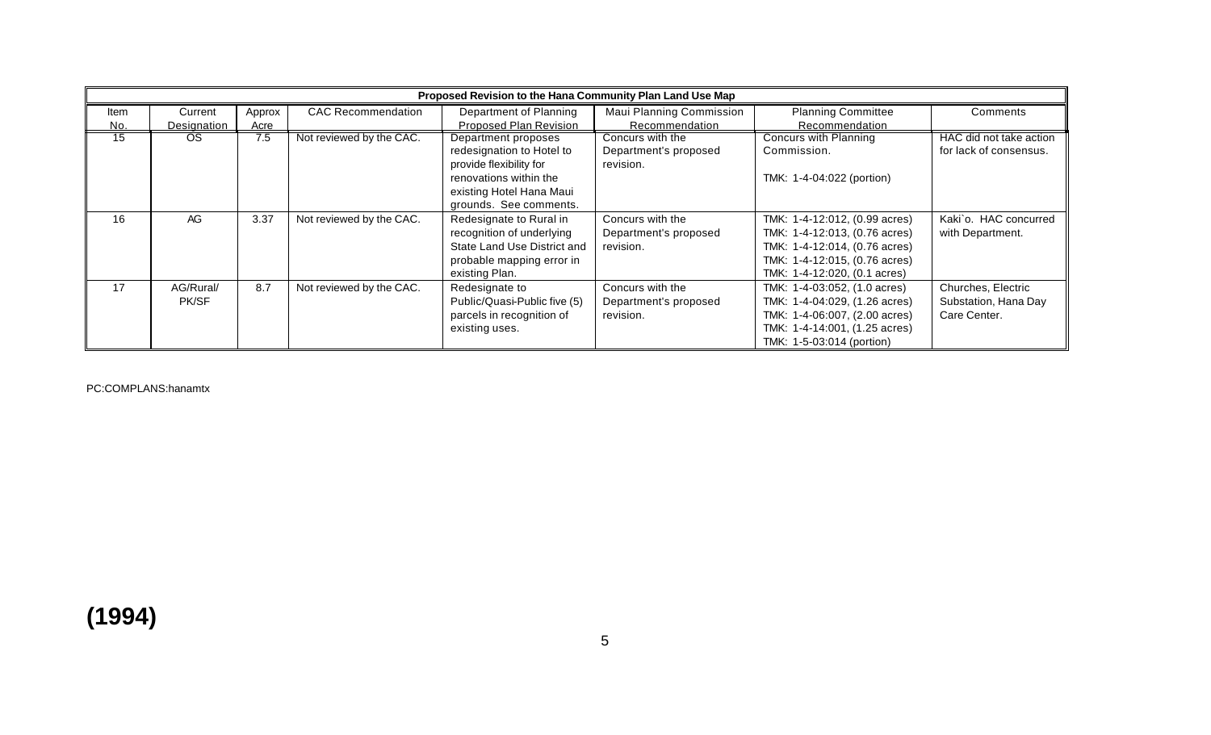| Proposed Revision to the Hana Community Plan Land Use Map | | | | | | | |
|---|---|---|---|---|---|---|---|
| Item No. | Current Designation | Approx Acre | CAC Recommendation | Department of Planning Proposed Plan Revision | Maui Planning Commission Recommendation | Planning Committee Recommendation | Comments |
| 15 | OS | 7.5 | Not reviewed by the CAC. | Department proposes redesignation to Hotel to provide flexibility for renovations within the existing Hotel Hana Maui grounds. See comments. | Concurs with the Department's proposed revision. | Concurs with Planning Commission.<br><br>TMK: 1-4-04:022 (portion) | HAC did not take action for lack of consensus. |
| 16 | AG | 3.37 | Not reviewed by the CAC. | Redesignate to Rural in recognition of underlying State Land Use District and probable mapping error in existing Plan. | Concurs with the Department's proposed revision. | TMK: 1-4-12:012, (0.99 acres)<br>TMK: 1-4-12:013, (0.76 acres)<br>TMK: 1-4-12:014, (0.76 acres)<br>TMK: 1-4-12:015, (0.76 acres)<br>TMK: 1-4-12:020, (0.1 acres) | Kaki`o. HAC concurred with Department. |
| 17 | AG/Rural/ PK/SF | 8.7 | Not reviewed by the CAC. | Redesignate to Public/Quasi-Public five (5) parcels in recognition of existing uses. | Concurs with the Department's proposed revision. | TMK: 1-4-03:052, (1.0 acres)<br>TMK: 1-4-04:029, (1.26 acres)<br>TMK: 1-4-06:007, (2.00 acres)<br>TMK: 1-4-14:001, (1.25 acres)<br>TMK: 1-5-03:014 (portion) | Churches, Electric Substation, Hana Day Care Center. |

PC:COMPLANS:hanamtx

**(1994)**